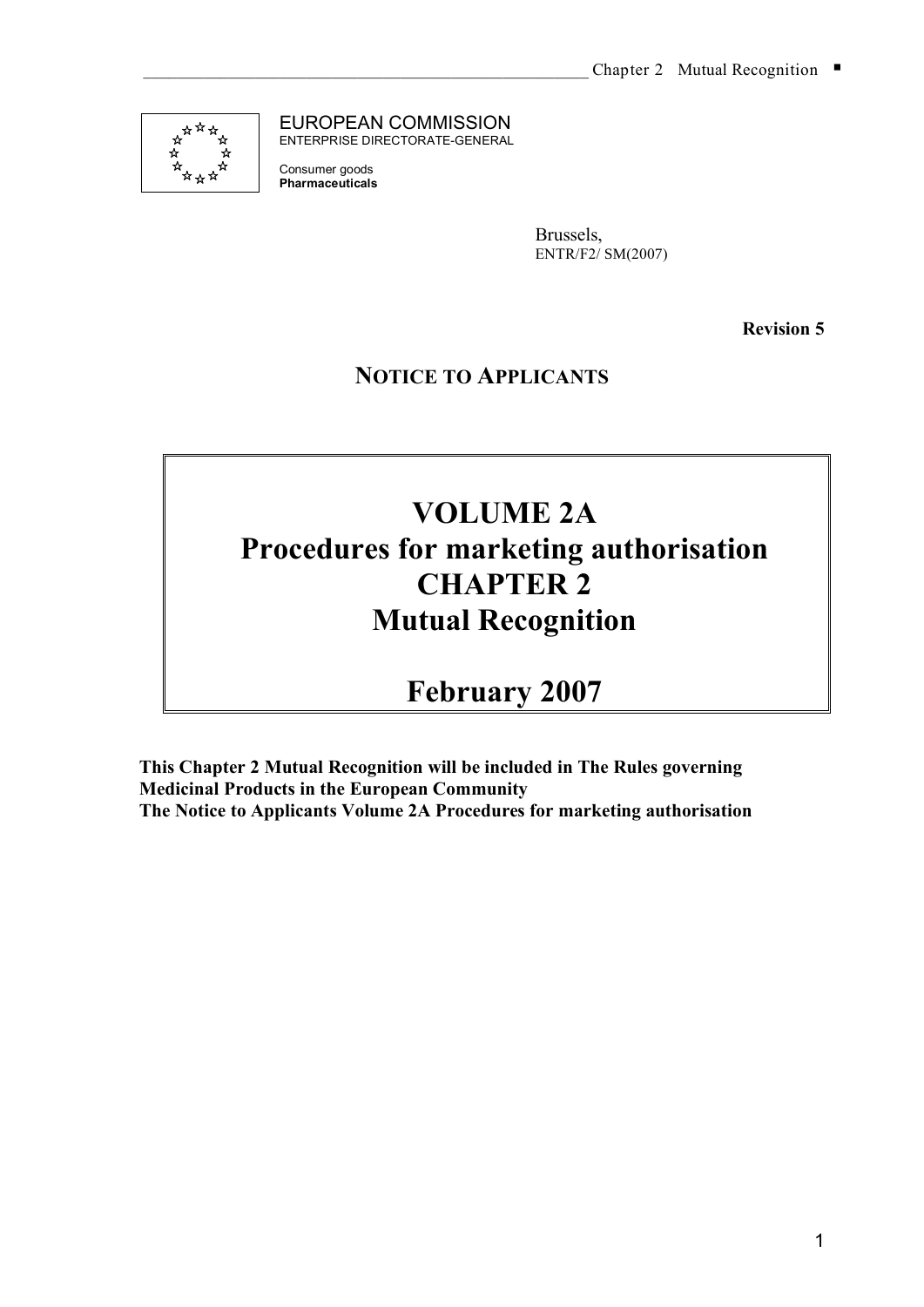EUROPEAN COMMISSION
ENTERPRISE DIRECTORATE-GENERAL

Consumer goods
**Pharmaceuticals**

Brussels,
ENTR/F2/ SM(2007)

**Revision 5**

**NOTICE TO APPLICANTS**

# VOLUME 2A
# Procedures for marketing authorisation
# CHAPTER 2
# Mutual Recognition

# February 2007

**This Chapter 2 Mutual Recognition will be included in The Rules governing Medicinal Products in the European Community**
**The Notice to Applicants Volume 2A Procedures for marketing authorisation**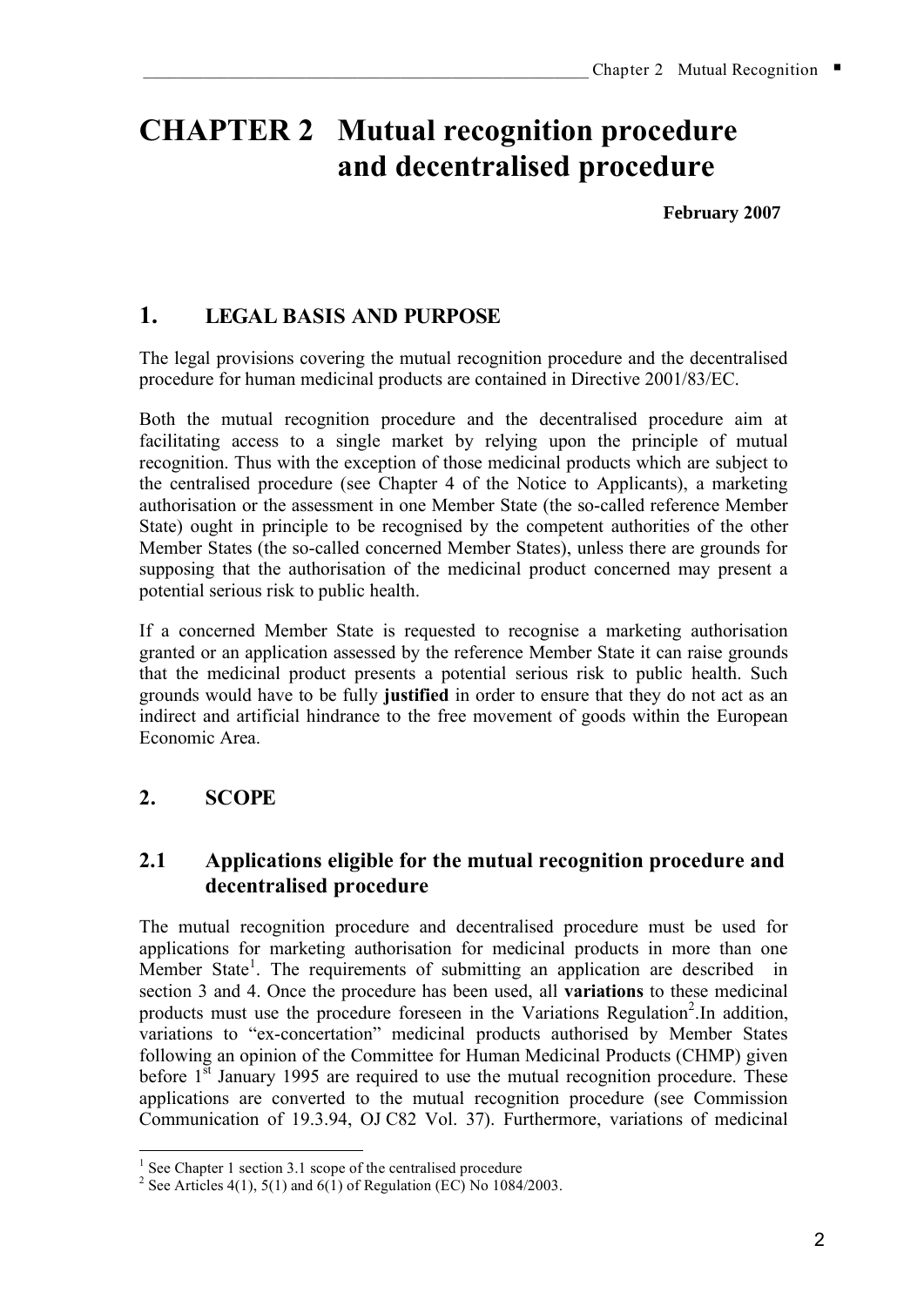# CHAPTER 2 Mutual recognition procedure and decentralised procedure

**February 2007**

## 1. LEGAL BASIS AND PURPOSE

The legal provisions covering the mutual recognition procedure and the decentralised procedure for human medicinal products are contained in Directive 2001/83/EC.

Both the mutual recognition procedure and the decentralised procedure aim at facilitating access to a single market by relying upon the principle of mutual recognition. Thus with the exception of those medicinal products which are subject to the centralised procedure (see Chapter 4 of the Notice to Applicants), a marketing authorisation or the assessment in one Member State (the so-called reference Member State) ought in principle to be recognised by the competent authorities of the other Member States (the so-called concerned Member States), unless there are grounds for supposing that the authorisation of the medicinal product concerned may present a potential serious risk to public health.

If a concerned Member State is requested to recognise a marketing authorisation granted or an application assessed by the reference Member State it can raise grounds that the medicinal product presents a potential serious risk to public health. Such grounds would have to be fully **justified** in order to ensure that they do not act as an indirect and artificial hindrance to the free movement of goods within the European Economic Area.

## 2. SCOPE

### 2.1 Applications eligible for the mutual recognition procedure and decentralised procedure

The mutual recognition procedure and decentralised procedure must be used for applications for marketing authorisation for medicinal products in more than one Member State[1]. The requirements of submitting an application are described in section 3 and 4. Once the procedure has been used, all **variations** to these medicinal products must use the procedure foreseen in the Variations Regulation[2].In addition, variations to "ex-concertation" medicinal products authorised by Member States following an opinion of the Committee for Human Medicinal Products (CHMP) given before 1st January 1995 are required to use the mutual recognition procedure. These applications are converted to the mutual recognition procedure (see Commission Communication of 19.3.94, OJ C82 Vol. 37). Furthermore, variations of medicinal

[1] See Chapter 1 section 3.1 scope of the centralised procedure

[2] See Articles 4(1), 5(1) and 6(1) of Regulation (EC) No 1084/2003.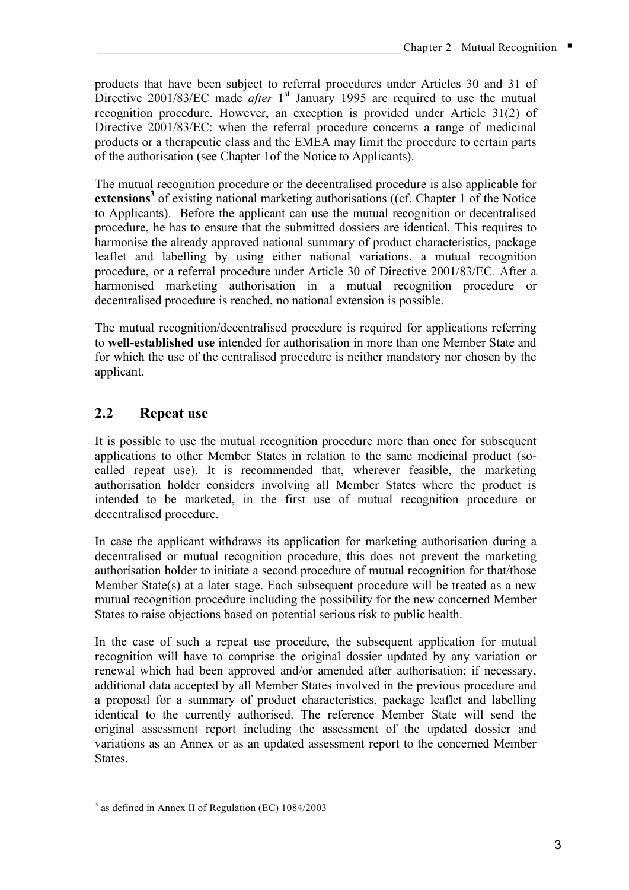products that have been subject to referral procedures under Articles 30 and 31 of Directive 2001/83/EC made *after* 1st January 1995 are required to use the mutual recognition procedure. However, an exception is provided under Article 31(2) of Directive 2001/83/EC: when the referral procedure concerns a range of medicinal products or a therapeutic class and the EMEA may limit the procedure to certain parts of the authorisation (see Chapter 1of the Notice to Applicants).

The mutual recognition procedure or the decentralised procedure is also applicable for **extensions**[3] of existing national marketing authorisations ((cf. Chapter 1 of the Notice to Applicants). Before the applicant can use the mutual recognition or decentralised procedure, he has to ensure that the submitted dossiers are identical. This requires to harmonise the already approved national summary of product characteristics, package leaflet and labelling by using either national variations, a mutual recognition procedure, or a referral procedure under Article 30 of Directive 2001/83/EC. After a harmonised marketing authorisation in a mutual recognition procedure or decentralised procedure is reached, no national extension is possible.

The mutual recognition/decentralised procedure is required for applications referring to **well-established use** intended for authorisation in more than one Member State and for which the use of the centralised procedure is neither mandatory nor chosen by the applicant.

## 2.2 Repeat use

It is possible to use the mutual recognition procedure more than once for subsequent applications to other Member States in relation to the same medicinal product (so-called repeat use). It is recommended that, wherever feasible, the marketing authorisation holder considers involving all Member States where the product is intended to be marketed, in the first use of mutual recognition procedure or decentralised procedure.

In case the applicant withdraws its application for marketing authorisation during a decentralised or mutual recognition procedure, this does not prevent the marketing authorisation holder to initiate a second procedure of mutual recognition for that/those Member State(s) at a later stage. Each subsequent procedure will be treated as a new mutual recognition procedure including the possibility for the new concerned Member States to raise objections based on potential serious risk to public health.

In the case of such a repeat use procedure, the subsequent application for mutual recognition will have to comprise the original dossier updated by any variation or renewal which had been approved and/or amended after authorisation; if necessary, additional data accepted by all Member States involved in the previous procedure and a proposal for a summary of product characteristics, package leaflet and labelling identical to the currently authorised. The reference Member State will send the original assessment report including the assessment of the updated dossier and variations as an Annex or as an updated assessment report to the concerned Member States.

[3] as defined in Annex II of Regulation (EC) 1084/2003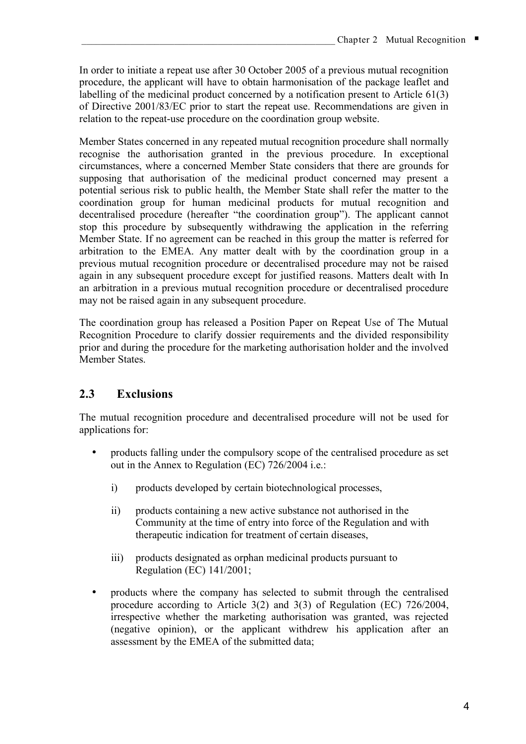In order to initiate a repeat use after 30 October 2005 of a previous mutual recognition procedure, the applicant will have to obtain harmonisation of the package leaflet and labelling of the medicinal product concerned by a notification present to Article 61(3) of Directive 2001/83/EC prior to start the repeat use. Recommendations are given in relation to the repeat-use procedure on the coordination group website.

Member States concerned in any repeated mutual recognition procedure shall normally recognise the authorisation granted in the previous procedure. In exceptional circumstances, where a concerned Member State considers that there are grounds for supposing that authorisation of the medicinal product concerned may present a potential serious risk to public health, the Member State shall refer the matter to the coordination group for human medicinal products for mutual recognition and decentralised procedure (hereafter "the coordination group"). The applicant cannot stop this procedure by subsequently withdrawing the application in the referring Member State. If no agreement can be reached in this group the matter is referred for arbitration to the EMEA. Any matter dealt with by the coordination group in a previous mutual recognition procedure or decentralised procedure may not be raised again in any subsequent procedure except for justified reasons. Matters dealt with In an arbitration in a previous mutual recognition procedure or decentralised procedure may not be raised again in any subsequent procedure.

The coordination group has released a Position Paper on Repeat Use of The Mutual Recognition Procedure to clarify dossier requirements and the divided responsibility prior and during the procedure for the marketing authorisation holder and the involved Member States.

## 2.3 Exclusions

The mutual recognition procedure and decentralised procedure will not be used for applications for:

- products falling under the compulsory scope of the centralised procedure as set out in the Annex to Regulation (EC) 726/2004 i.e.:
    - i) products developed by certain biotechnological processes,
    - ii) products containing a new active substance not authorised in the Community at the time of entry into force of the Regulation and with therapeutic indication for treatment of certain diseases,
    - iii) products designated as orphan medicinal products pursuant to Regulation (EC) 141/2001;
- products where the company has selected to submit through the centralised procedure according to Article 3(2) and 3(3) of Regulation (EC) 726/2004, irrespective whether the marketing authorisation was granted, was rejected (negative opinion), or the applicant withdrew his application after an assessment by the EMEA of the submitted data;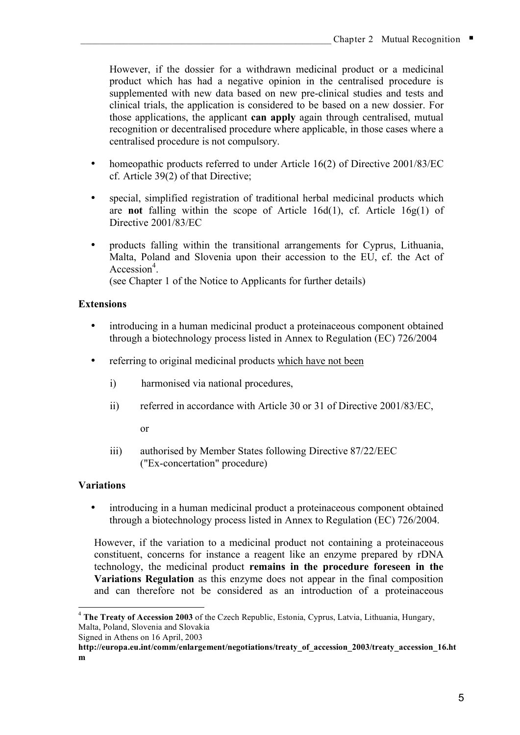However, if the dossier for a withdrawn medicinal product or a medicinal product which has had a negative opinion in the centralised procedure is supplemented with new data based on new pre-clinical studies and tests and clinical trials, the application is considered to be based on a new dossier. For those applications, the applicant **can apply** again through centralised, mutual recognition or decentralised procedure where applicable, in those cases where a centralised procedure is not compulsory.

- homeopathic products referred to under Article 16(2) of Directive 2001/83/EC cf. Article 39(2) of that Directive;
- special, simplified registration of traditional herbal medicinal products which are **not** falling within the scope of Article 16d(1), cf. Article 16g(1) of Directive 2001/83/EC
- products falling within the transitional arrangements for Cyprus, Lithuania, Malta, Poland and Slovenia upon their accession to the EU, cf. the Act of Accession[4].
  (see Chapter 1 of the Notice to Applicants for further details)

**Extensions**

- introducing in a human medicinal product a proteinaceous component obtained through a biotechnology process listed in Annex to Regulation (EC) 726/2004
- referring to original medicinal products which have not been
  - i) harmonised via national procedures,
  - ii) referred in accordance with Article 30 or 31 of Directive 2001/83/EC,

    or
  - iii) authorised by Member States following Directive 87/22/EEC ("Ex-concertation" procedure)

**Variations**

- introducing in a human medicinal product a proteinaceous component obtained through a biotechnology process listed in Annex to Regulation (EC) 726/2004.

However, if the variation to a medicinal product not containing a proteinaceous constituent, concerns for instance a reagent like an enzyme prepared by rDNA technology, the medicinal product **remains in the procedure foreseen in the Variations Regulation** as this enzyme does not appear in the final composition and can therefore not be considered as an introduction of a proteinaceous

---

[4] **The Treaty of Accession 2003** of the Czech Republic, Estonia, Cyprus, Latvia, Lithuania, Hungary, Malta, Poland, Slovenia and Slovakia
Signed in Athens on 16 April, 2003
**http://europa.eu.int/comm/enlargement/negotiations/treaty_of_accession_2003/treaty_accession_16.htm**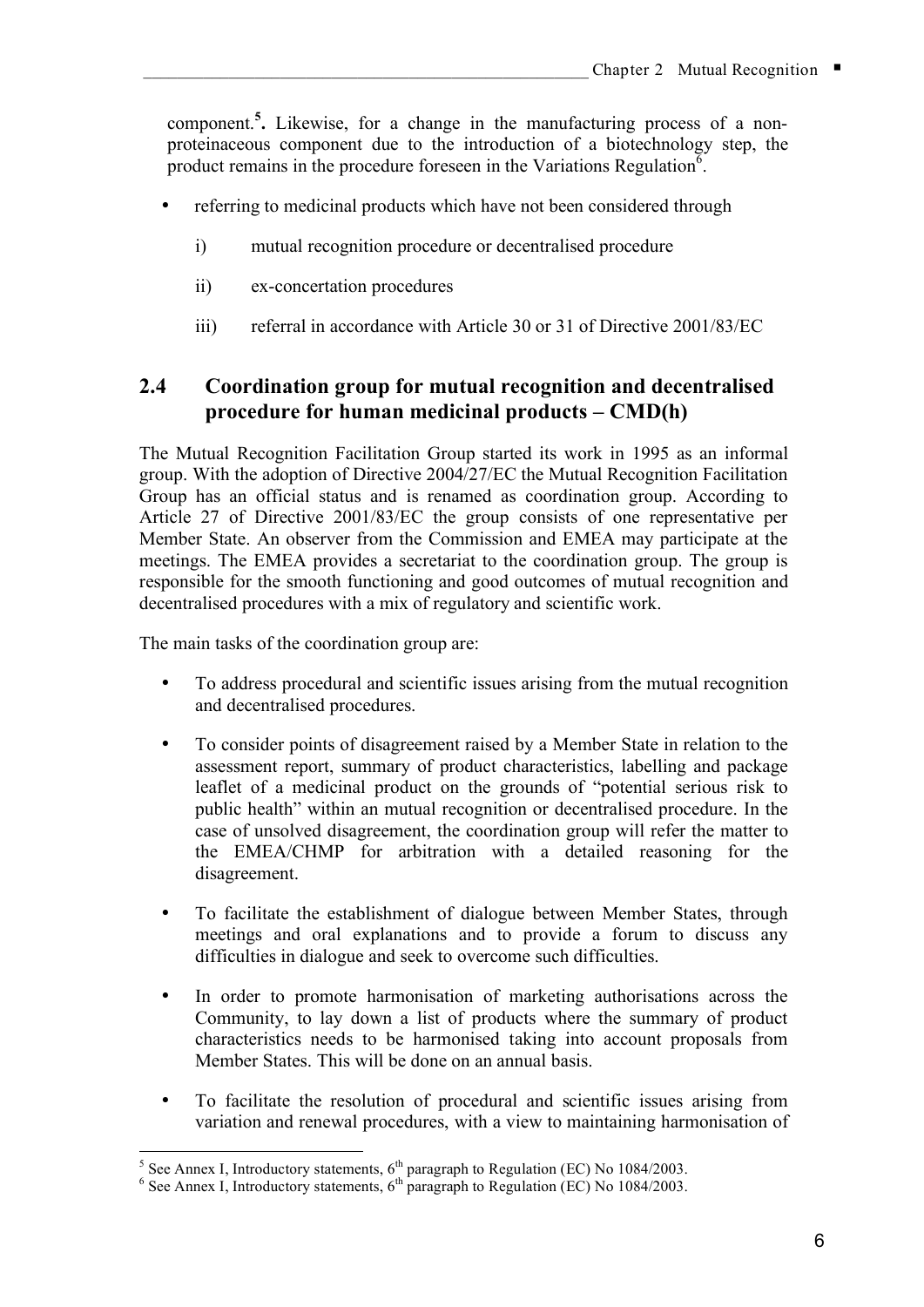component.[5]. Likewise, for a change in the manufacturing process of a non-proteinaceous component due to the introduction of a biotechnology step, the product remains in the procedure foreseen in the Variations Regulation[6].

- referring to medicinal products which have not been considered through
  - i) mutual recognition procedure or decentralised procedure
  - ii) ex-concertation procedures
  - iii) referral in accordance with Article 30 or 31 of Directive 2001/83/EC

## 2.4 Coordination group for mutual recognition and decentralised procedure for human medicinal products – CMD(h)

The Mutual Recognition Facilitation Group started its work in 1995 as an informal group. With the adoption of Directive 2004/27/EC the Mutual Recognition Facilitation Group has an official status and is renamed as coordination group. According to Article 27 of Directive 2001/83/EC the group consists of one representative per Member State. An observer from the Commission and EMEA may participate at the meetings. The EMEA provides a secretariat to the coordination group. The group is responsible for the smooth functioning and good outcomes of mutual recognition and decentralised procedures with a mix of regulatory and scientific work.

The main tasks of the coordination group are:

- To address procedural and scientific issues arising from the mutual recognition and decentralised procedures.
- To consider points of disagreement raised by a Member State in relation to the assessment report, summary of product characteristics, labelling and package leaflet of a medicinal product on the grounds of "potential serious risk to public health" within an mutual recognition or decentralised procedure. In the case of unsolved disagreement, the coordination group will refer the matter to the EMEA/CHMP for arbitration with a detailed reasoning for the disagreement.
- To facilitate the establishment of dialogue between Member States, through meetings and oral explanations and to provide a forum to discuss any difficulties in dialogue and seek to overcome such difficulties.
- In order to promote harmonisation of marketing authorisations across the Community, to lay down a list of products where the summary of product characteristics needs to be harmonised taking into account proposals from Member States. This will be done on an annual basis.
- To facilitate the resolution of procedural and scientific issues arising from variation and renewal procedures, with a view to maintaining harmonisation of

[5] See Annex I, Introductory statements, 6th paragraph to Regulation (EC) No 1084/2003.

[6] See Annex I, Introductory statements, 6th paragraph to Regulation (EC) No 1084/2003.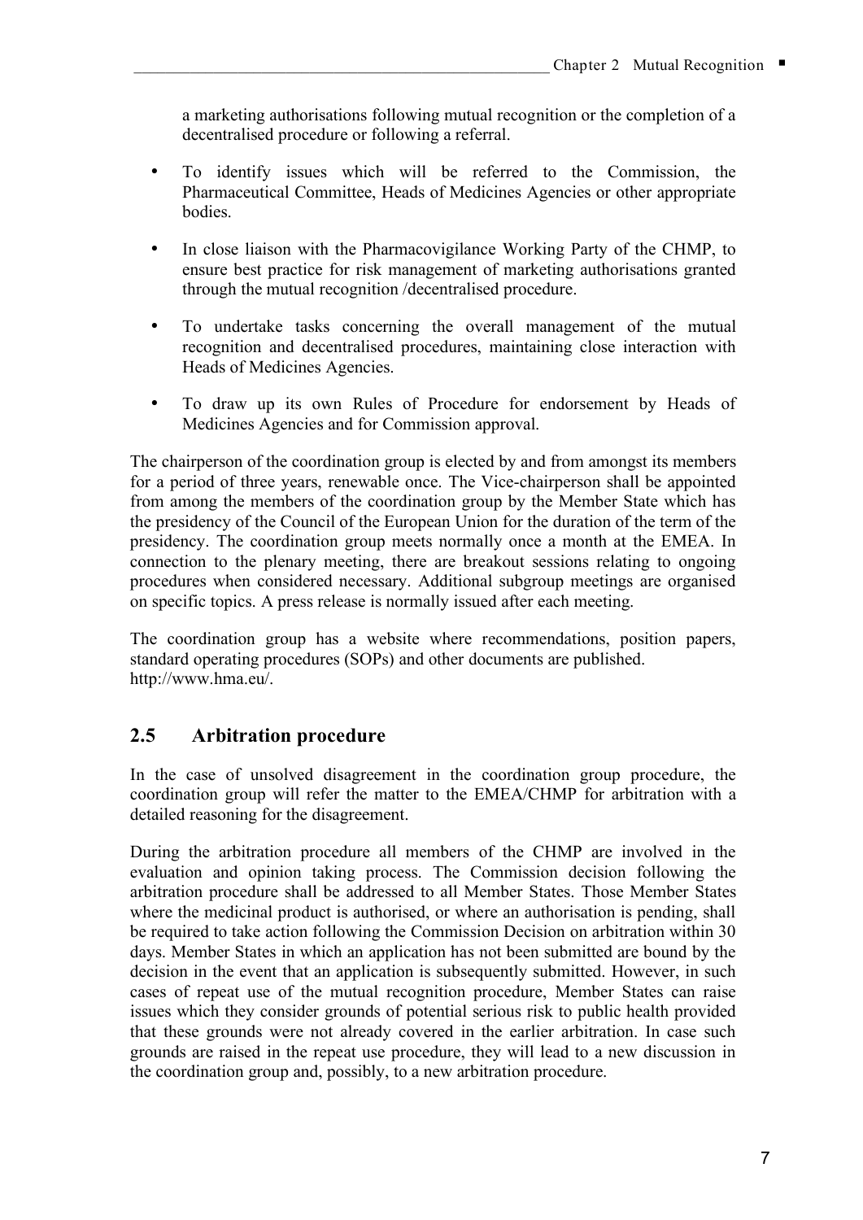a marketing authorisations following mutual recognition or the completion of a decentralised procedure or following a referral.

- To identify issues which will be referred to the Commission, the Pharmaceutical Committee, Heads of Medicines Agencies or other appropriate bodies.
- In close liaison with the Pharmacovigilance Working Party of the CHMP, to ensure best practice for risk management of marketing authorisations granted through the mutual recognition /decentralised procedure.
- To undertake tasks concerning the overall management of the mutual recognition and decentralised procedures, maintaining close interaction with Heads of Medicines Agencies.
- To draw up its own Rules of Procedure for endorsement by Heads of Medicines Agencies and for Commission approval.

The chairperson of the coordination group is elected by and from amongst its members for a period of three years, renewable once. The Vice-chairperson shall be appointed from among the members of the coordination group by the Member State which has the presidency of the Council of the European Union for the duration of the term of the presidency. The coordination group meets normally once a month at the EMEA. In connection to the plenary meeting, there are breakout sessions relating to ongoing procedures when considered necessary. Additional subgroup meetings are organised on specific topics. A press release is normally issued after each meeting.

The coordination group has a website where recommendations, position papers, standard operating procedures (SOPs) and other documents are published. http://www.hma.eu/.

## 2.5 Arbitration procedure

In the case of unsolved disagreement in the coordination group procedure, the coordination group will refer the matter to the EMEA/CHMP for arbitration with a detailed reasoning for the disagreement.

During the arbitration procedure all members of the CHMP are involved in the evaluation and opinion taking process. The Commission decision following the arbitration procedure shall be addressed to all Member States. Those Member States where the medicinal product is authorised, or where an authorisation is pending, shall be required to take action following the Commission Decision on arbitration within 30 days. Member States in which an application has not been submitted are bound by the decision in the event that an application is subsequently submitted. However, in such cases of repeat use of the mutual recognition procedure, Member States can raise issues which they consider grounds of potential serious risk to public health provided that these grounds were not already covered in the earlier arbitration. In case such grounds are raised in the repeat use procedure, they will lead to a new discussion in the coordination group and, possibly, to a new arbitration procedure.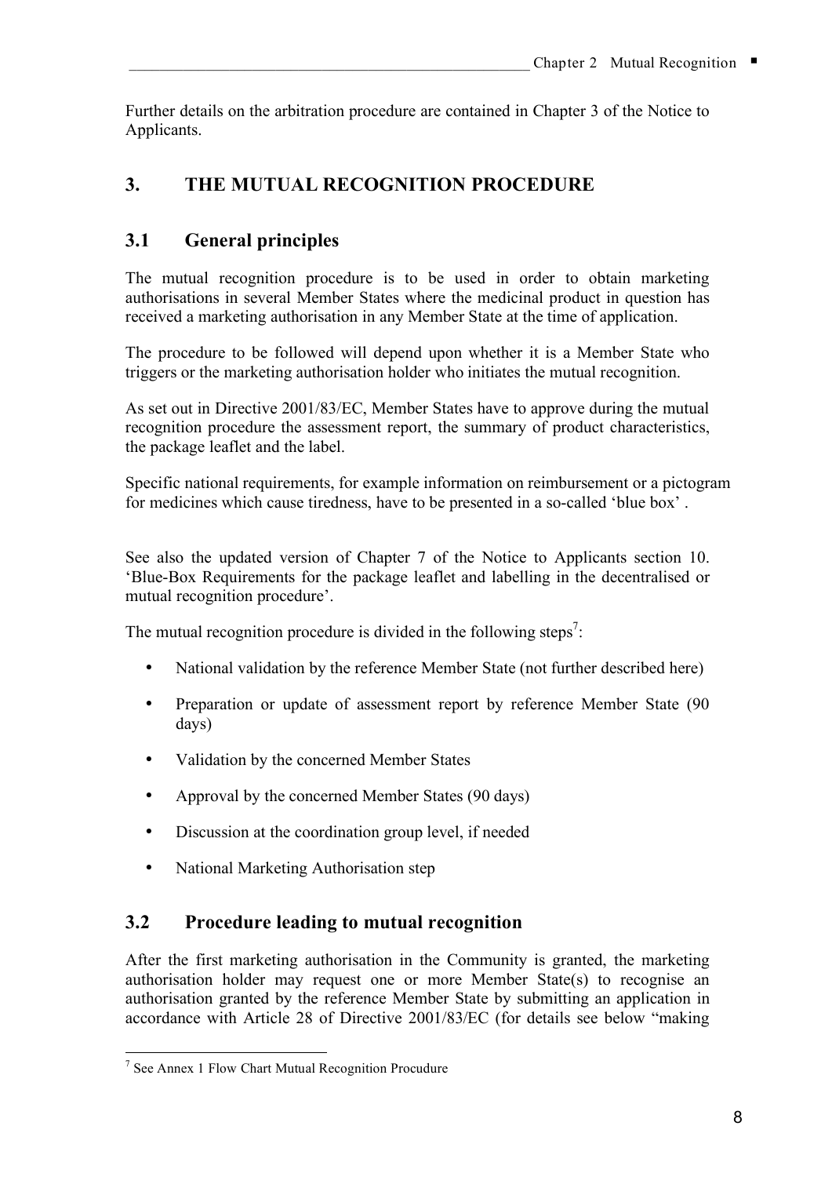Further details on the arbitration procedure are contained in Chapter 3 of the Notice to Applicants.

## 3. THE MUTUAL RECOGNITION PROCEDURE

### 3.1 General principles

The mutual recognition procedure is to be used in order to obtain marketing authorisations in several Member States where the medicinal product in question has received a marketing authorisation in any Member State at the time of application.

The procedure to be followed will depend upon whether it is a Member State who triggers or the marketing authorisation holder who initiates the mutual recognition.

As set out in Directive 2001/83/EC, Member States have to approve during the mutual recognition procedure the assessment report, the summary of product characteristics, the package leaflet and the label.

Specific national requirements, for example information on reimbursement or a pictogram for medicines which cause tiredness, have to be presented in a so-called 'blue box' .

See also the updated version of Chapter 7 of the Notice to Applicants section 10. 'Blue-Box Requirements for the package leaflet and labelling in the decentralised or mutual recognition procedure'.

The mutual recognition procedure is divided in the following steps[7]:

- National validation by the reference Member State (not further described here)
- Preparation or update of assessment report by reference Member State (90 days)
- Validation by the concerned Member States
- Approval by the concerned Member States (90 days)
- Discussion at the coordination group level, if needed
- National Marketing Authorisation step

### 3.2 Procedure leading to mutual recognition

After the first marketing authorisation in the Community is granted, the marketing authorisation holder may request one or more Member State(s) to recognise an authorisation granted by the reference Member State by submitting an application in accordance with Article 28 of Directive 2001/83/EC (for details see below "making

[7] See Annex 1 Flow Chart Mutual Recognition Procudure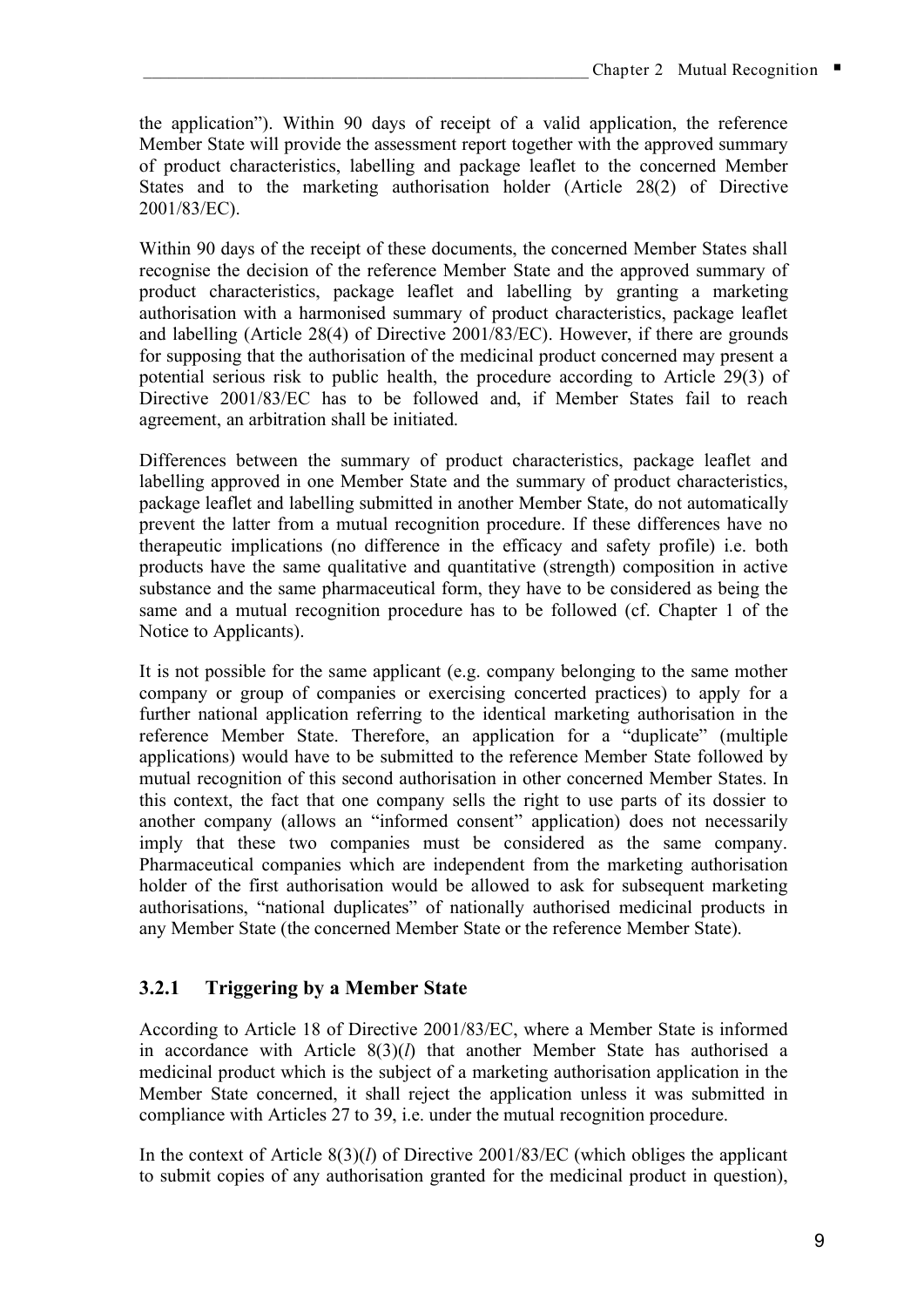the application"). Within 90 days of receipt of a valid application, the reference Member State will provide the assessment report together with the approved summary of product characteristics, labelling and package leaflet to the concerned Member States and to the marketing authorisation holder (Article 28(2) of Directive 2001/83/EC).

Within 90 days of the receipt of these documents, the concerned Member States shall recognise the decision of the reference Member State and the approved summary of product characteristics, package leaflet and labelling by granting a marketing authorisation with a harmonised summary of product characteristics, package leaflet and labelling (Article 28(4) of Directive 2001/83/EC). However, if there are grounds for supposing that the authorisation of the medicinal product concerned may present a potential serious risk to public health, the procedure according to Article 29(3) of Directive 2001/83/EC has to be followed and, if Member States fail to reach agreement, an arbitration shall be initiated.

Differences between the summary of product characteristics, package leaflet and labelling approved in one Member State and the summary of product characteristics, package leaflet and labelling submitted in another Member State, do not automatically prevent the latter from a mutual recognition procedure. If these differences have no therapeutic implications (no difference in the efficacy and safety profile) i.e. both products have the same qualitative and quantitative (strength) composition in active substance and the same pharmaceutical form, they have to be considered as being the same and a mutual recognition procedure has to be followed (cf. Chapter 1 of the Notice to Applicants).

It is not possible for the same applicant (e.g. company belonging to the same mother company or group of companies or exercising concerted practices) to apply for a further national application referring to the identical marketing authorisation in the reference Member State. Therefore, an application for a "duplicate" (multiple applications) would have to be submitted to the reference Member State followed by mutual recognition of this second authorisation in other concerned Member States. In this context, the fact that one company sells the right to use parts of its dossier to another company (allows an "informed consent" application) does not necessarily imply that these two companies must be considered as the same company. Pharmaceutical companies which are independent from the marketing authorisation holder of the first authorisation would be allowed to ask for subsequent marketing authorisations, "national duplicates" of nationally authorised medicinal products in any Member State (the concerned Member State or the reference Member State).

### 3.2.1 Triggering by a Member State

According to Article 18 of Directive 2001/83/EC, where a Member State is informed in accordance with Article 8(3)(*l*) that another Member State has authorised a medicinal product which is the subject of a marketing authorisation application in the Member State concerned, it shall reject the application unless it was submitted in compliance with Articles 27 to 39, i.e. under the mutual recognition procedure.

In the context of Article 8(3)(*l*) of Directive 2001/83/EC (which obliges the applicant to submit copies of any authorisation granted for the medicinal product in question),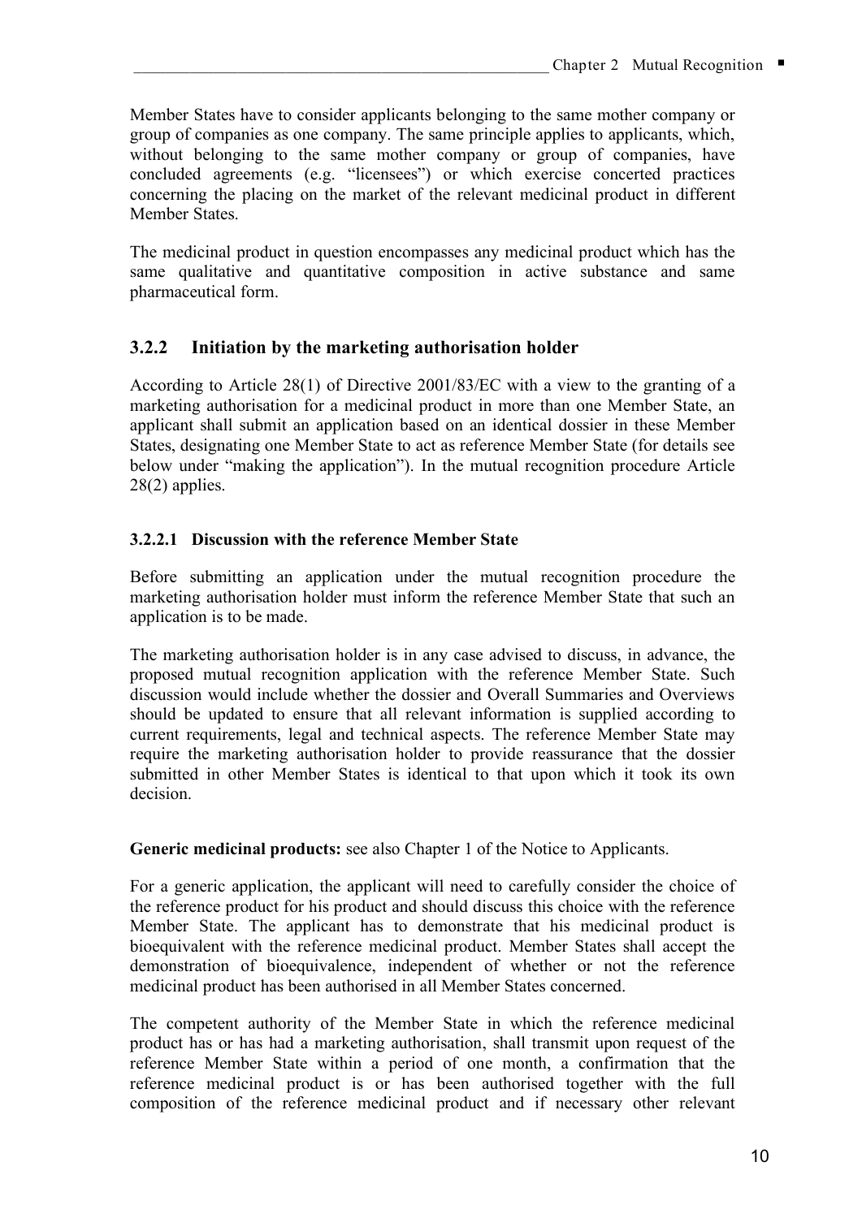Member States have to consider applicants belonging to the same mother company or group of companies as one company. The same principle applies to applicants, which, without belonging to the same mother company or group of companies, have concluded agreements (e.g. "licensees") or which exercise concerted practices concerning the placing on the market of the relevant medicinal product in different Member States.

The medicinal product in question encompasses any medicinal product which has the same qualitative and quantitative composition in active substance and same pharmaceutical form.

### 3.2.2 Initiation by the marketing authorisation holder

According to Article 28(1) of Directive 2001/83/EC with a view to the granting of a marketing authorisation for a medicinal product in more than one Member State, an applicant shall submit an application based on an identical dossier in these Member States, designating one Member State to act as reference Member State (for details see below under "making the application"). In the mutual recognition procedure Article 28(2) applies.

#### 3.2.2.1 Discussion with the reference Member State

Before submitting an application under the mutual recognition procedure the marketing authorisation holder must inform the reference Member State that such an application is to be made.

The marketing authorisation holder is in any case advised to discuss, in advance, the proposed mutual recognition application with the reference Member State. Such discussion would include whether the dossier and Overall Summaries and Overviews should be updated to ensure that all relevant information is supplied according to current requirements, legal and technical aspects. The reference Member State may require the marketing authorisation holder to provide reassurance that the dossier submitted in other Member States is identical to that upon which it took its own decision.

**Generic medicinal products:** see also Chapter 1 of the Notice to Applicants.

For a generic application, the applicant will need to carefully consider the choice of the reference product for his product and should discuss this choice with the reference Member State. The applicant has to demonstrate that his medicinal product is bioequivalent with the reference medicinal product. Member States shall accept the demonstration of bioequivalence, independent of whether or not the reference medicinal product has been authorised in all Member States concerned.

The competent authority of the Member State in which the reference medicinal product has or has had a marketing authorisation, shall transmit upon request of the reference Member State within a period of one month, a confirmation that the reference medicinal product is or has been authorised together with the full composition of the reference medicinal product and if necessary other relevant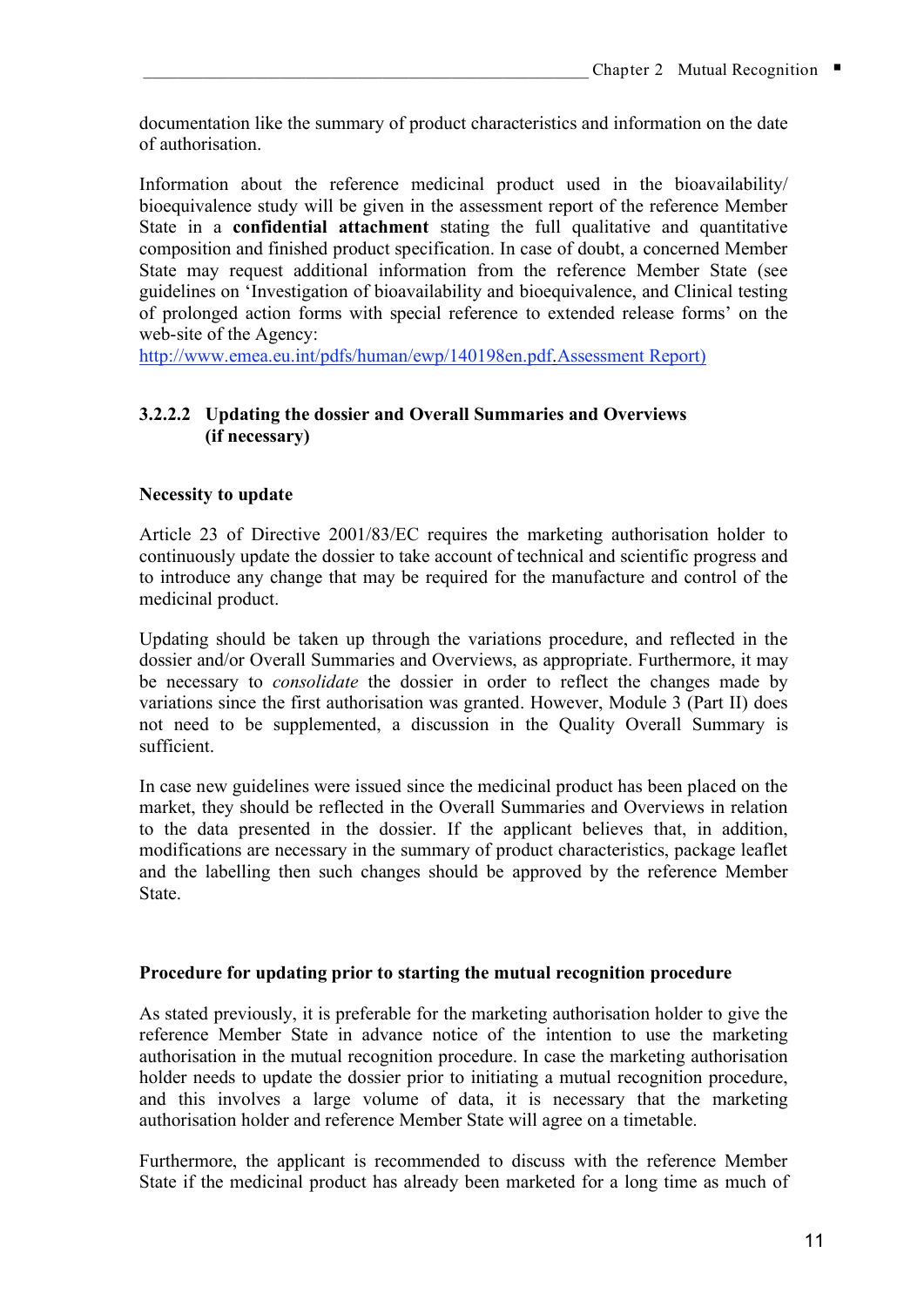documentation like the summary of product characteristics and information on the date of authorisation.

Information about the reference medicinal product used in the bioavailability/ bioequivalence study will be given in the assessment report of the reference Member State in a **confidential attachment** stating the full qualitative and quantitative composition and finished product specification. In case of doubt, a concerned Member State may request additional information from the reference Member State (see guidelines on 'Investigation of bioavailability and bioequivalence, and Clinical testing of prolonged action forms with special reference to extended release forms' on the web-site of the Agency:
[http://www.emea.eu.int/pdfs/human/ewp/140198en.pdf.Assessment Report)](http://www.emea.eu.int/pdfs/human/ewp/140198en.pdf)

### 3.2.2.2 Updating the dossier and Overall Summaries and Overviews (if necessary)

**Necessity to update**

Article 23 of Directive 2001/83/EC requires the marketing authorisation holder to continuously update the dossier to take account of technical and scientific progress and to introduce any change that may be required for the manufacture and control of the medicinal product.

Updating should be taken up through the variations procedure, and reflected in the dossier and/or Overall Summaries and Overviews, as appropriate. Furthermore, it may be necessary to *consolidate* the dossier in order to reflect the changes made by variations since the first authorisation was granted. However, Module 3 (Part II) does not need to be supplemented, a discussion in the Quality Overall Summary is sufficient.

In case new guidelines were issued since the medicinal product has been placed on the market, they should be reflected in the Overall Summaries and Overviews in relation to the data presented in the dossier. If the applicant believes that, in addition, modifications are necessary in the summary of product characteristics, package leaflet and the labelling then such changes should be approved by the reference Member State.

**Procedure for updating prior to starting the mutual recognition procedure**

As stated previously, it is preferable for the marketing authorisation holder to give the reference Member State in advance notice of the intention to use the marketing authorisation in the mutual recognition procedure. In case the marketing authorisation holder needs to update the dossier prior to initiating a mutual recognition procedure, and this involves a large volume of data, it is necessary that the marketing authorisation holder and reference Member State will agree on a timetable.

Furthermore, the applicant is recommended to discuss with the reference Member State if the medicinal product has already been marketed for a long time as much of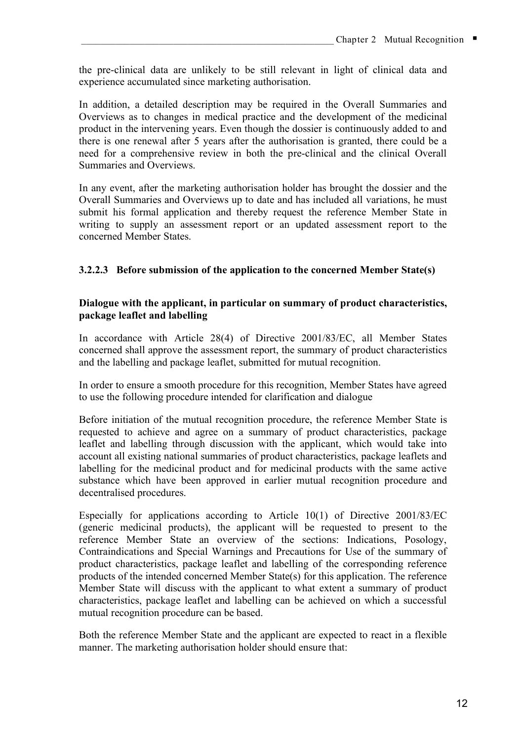the pre-clinical data are unlikely to be still relevant in light of clinical data and experience accumulated since marketing authorisation.

In addition, a detailed description may be required in the Overall Summaries and Overviews as to changes in medical practice and the development of the medicinal product in the intervening years. Even though the dossier is continuously added to and there is one renewal after 5 years after the authorisation is granted, there could be a need for a comprehensive review in both the pre-clinical and the clinical Overall Summaries and Overviews.

In any event, after the marketing authorisation holder has brought the dossier and the Overall Summaries and Overviews up to date and has included all variations, he must submit his formal application and thereby request the reference Member State in writing to supply an assessment report or an updated assessment report to the concerned Member States.

### 3.2.2.3 Before submission of the application to the concerned Member State(s)

**Dialogue with the applicant, in particular on summary of product characteristics, package leaflet and labelling**

In accordance with Article 28(4) of Directive 2001/83/EC, all Member States concerned shall approve the assessment report, the summary of product characteristics and the labelling and package leaflet, submitted for mutual recognition.

In order to ensure a smooth procedure for this recognition, Member States have agreed to use the following procedure intended for clarification and dialogue

Before initiation of the mutual recognition procedure, the reference Member State is requested to achieve and agree on a summary of product characteristics, package leaflet and labelling through discussion with the applicant, which would take into account all existing national summaries of product characteristics, package leaflets and labelling for the medicinal product and for medicinal products with the same active substance which have been approved in earlier mutual recognition procedure and decentralised procedures.

Especially for applications according to Article 10(1) of Directive 2001/83/EC (generic medicinal products), the applicant will be requested to present to the reference Member State an overview of the sections: Indications, Posology, Contraindications and Special Warnings and Precautions for Use of the summary of product characteristics, package leaflet and labelling of the corresponding reference products of the intended concerned Member State(s) for this application. The reference Member State will discuss with the applicant to what extent a summary of product characteristics, package leaflet and labelling can be achieved on which a successful mutual recognition procedure can be based.

Both the reference Member State and the applicant are expected to react in a flexible manner. The marketing authorisation holder should ensure that: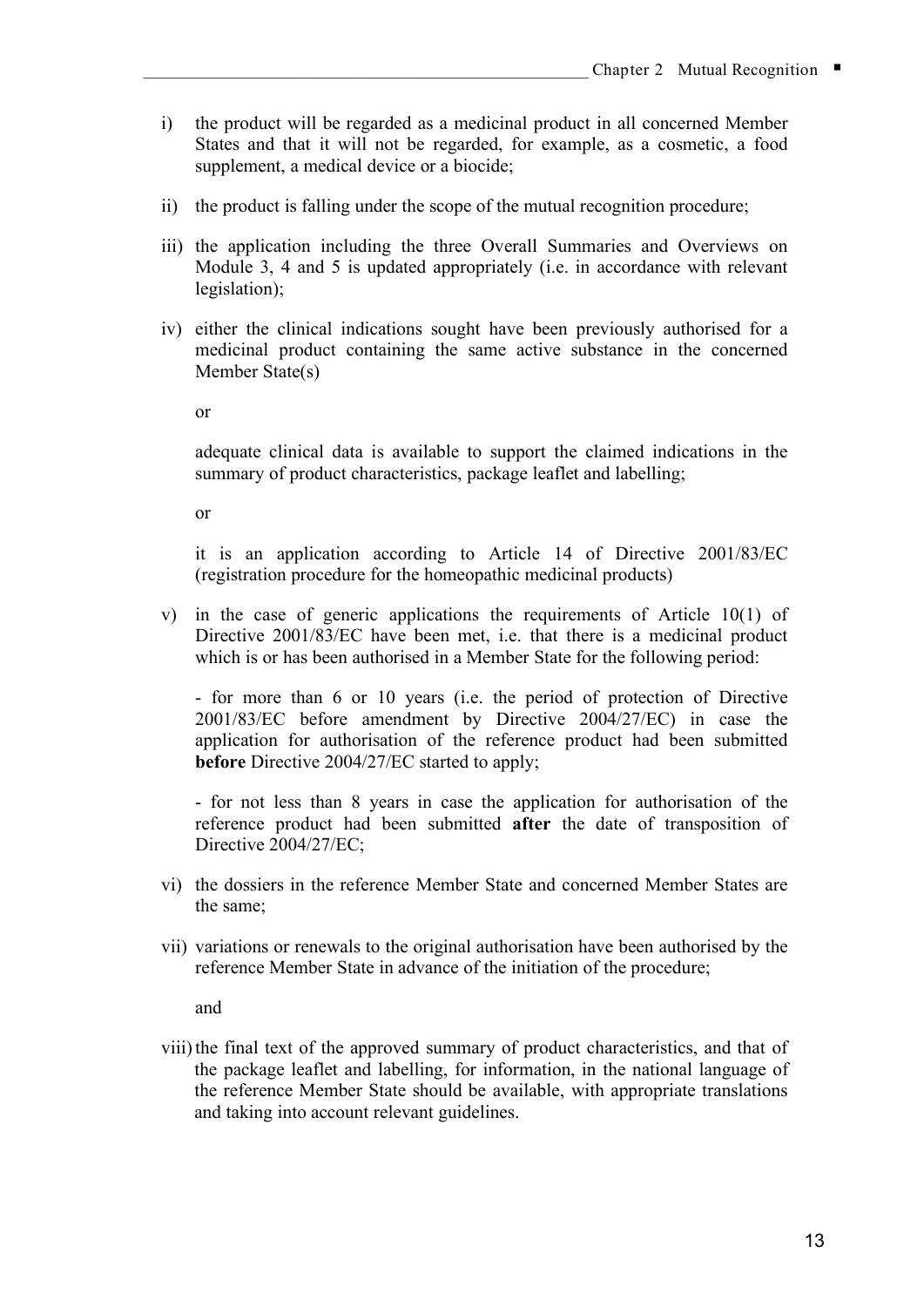i) the product will be regarded as a medicinal product in all concerned Member States and that it will not be regarded, for example, as a cosmetic, a food supplement, a medical device or a biocide;

ii) the product is falling under the scope of the mutual recognition procedure;

iii) the application including the three Overall Summaries and Overviews on Module 3, 4 and 5 is updated appropriately (i.e. in accordance with relevant legislation);

iv) either the clinical indications sought have been previously authorised for a medicinal product containing the same active substance in the concerned Member State(s)

   or

   adequate clinical data is available to support the claimed indications in the summary of product characteristics, package leaflet and labelling;

   or

   it is an application according to Article 14 of Directive 2001/83/EC (registration procedure for the homeopathic medicinal products)

v) in the case of generic applications the requirements of Article 10(1) of Directive 2001/83/EC have been met, i.e. that there is a medicinal product which is or has been authorised in a Member State for the following period:

   - for more than 6 or 10 years (i.e. the period of protection of Directive 2001/83/EC before amendment by Directive 2004/27/EC) in case the application for authorisation of the reference product had been submitted **before** Directive 2004/27/EC started to apply;

   - for not less than 8 years in case the application for authorisation of the reference product had been submitted **after** the date of transposition of Directive 2004/27/EC;

vi) the dossiers in the reference Member State and concerned Member States are the same;

vii) variations or renewals to the original authorisation have been authorised by the reference Member State in advance of the initiation of the procedure;

   and

viii) the final text of the approved summary of product characteristics, and that of the package leaflet and labelling, for information, in the national language of the reference Member State should be available, with appropriate translations and taking into account relevant guidelines.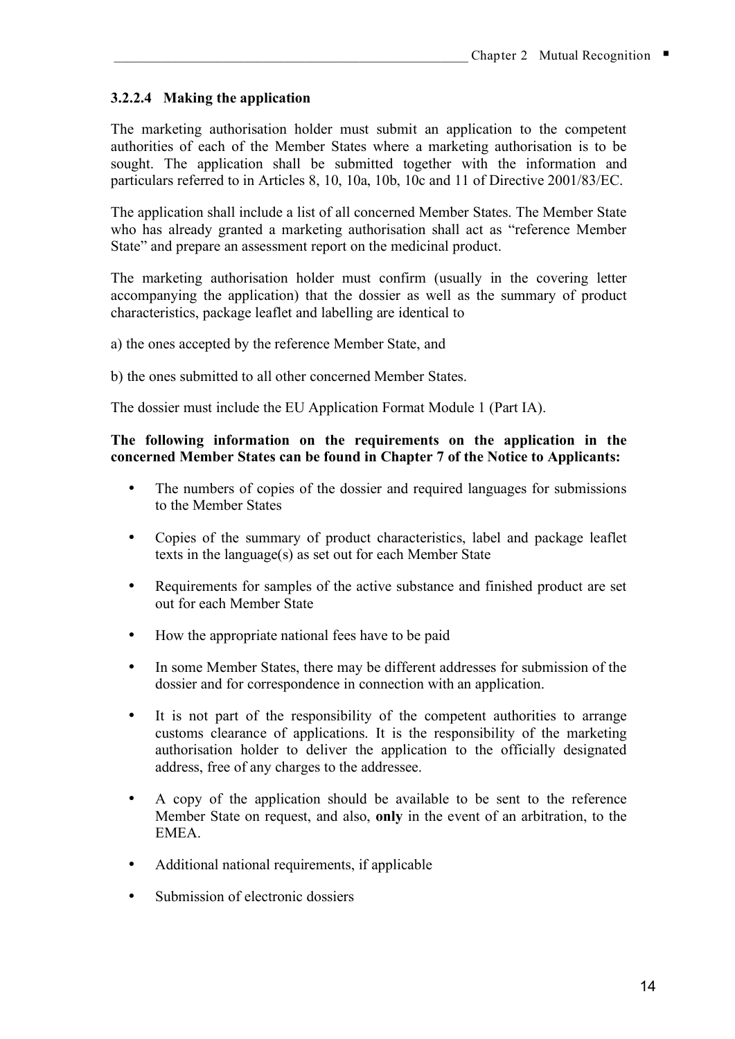#### 3.2.2.4 Making the application

The marketing authorisation holder must submit an application to the competent authorities of each of the Member States where a marketing authorisation is to be sought. The application shall be submitted together with the information and particulars referred to in Articles 8, 10, 10a, 10b, 10c and 11 of Directive 2001/83/EC.

The application shall include a list of all concerned Member States. The Member State who has already granted a marketing authorisation shall act as “reference Member State” and prepare an assessment report on the medicinal product.

The marketing authorisation holder must confirm (usually in the covering letter accompanying the application) that the dossier as well as the summary of product characteristics, package leaflet and labelling are identical to

a) the ones accepted by the reference Member State, and

b) the ones submitted to all other concerned Member States.

The dossier must include the EU Application Format Module 1 (Part IA).

**The following information on the requirements on the application in the concerned Member States can be found in Chapter 7 of the Notice to Applicants:**

- The numbers of copies of the dossier and required languages for submissions to the Member States
- Copies of the summary of product characteristics, label and package leaflet texts in the language(s) as set out for each Member State
- Requirements for samples of the active substance and finished product are set out for each Member State
- How the appropriate national fees have to be paid
- In some Member States, there may be different addresses for submission of the dossier and for correspondence in connection with an application.
- It is not part of the responsibility of the competent authorities to arrange customs clearance of applications. It is the responsibility of the marketing authorisation holder to deliver the application to the officially designated address, free of any charges to the addressee.
- A copy of the application should be available to be sent to the reference Member State on request, and also, **only** in the event of an arbitration, to the EMEA.
- Additional national requirements, if applicable
- Submission of electronic dossiers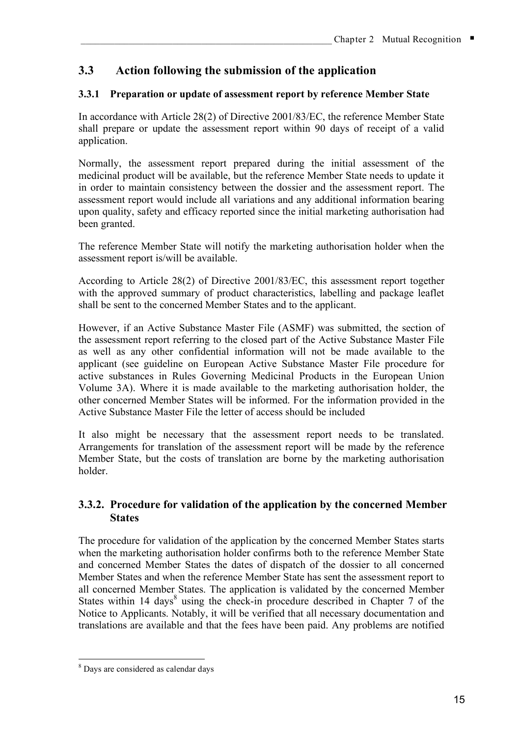## 3.3 Action following the submission of the application

### 3.3.1 Preparation or update of assessment report by reference Member State

In accordance with Article 28(2) of Directive 2001/83/EC, the reference Member State shall prepare or update the assessment report within 90 days of receipt of a valid application.

Normally, the assessment report prepared during the initial assessment of the medicinal product will be available, but the reference Member State needs to update it in order to maintain consistency between the dossier and the assessment report. The assessment report would include all variations and any additional information bearing upon quality, safety and efficacy reported since the initial marketing authorisation had been granted.

The reference Member State will notify the marketing authorisation holder when the assessment report is/will be available.

According to Article 28(2) of Directive 2001/83/EC, this assessment report together with the approved summary of product characteristics, labelling and package leaflet shall be sent to the concerned Member States and to the applicant.

However, if an Active Substance Master File (ASMF) was submitted, the section of the assessment report referring to the closed part of the Active Substance Master File as well as any other confidential information will not be made available to the applicant (see guideline on European Active Substance Master File procedure for active substances in Rules Governing Medicinal Products in the European Union Volume 3A). Where it is made available to the marketing authorisation holder, the other concerned Member States will be informed. For the information provided in the Active Substance Master File the letter of access should be included

It also might be necessary that the assessment report needs to be translated. Arrangements for translation of the assessment report will be made by the reference Member State, but the costs of translation are borne by the marketing authorisation holder.

### 3.3.2. Procedure for validation of the application by the concerned Member States

The procedure for validation of the application by the concerned Member States starts when the marketing authorisation holder confirms both to the reference Member State and concerned Member States the dates of dispatch of the dossier to all concerned Member States and when the reference Member State has sent the assessment report to all concerned Member States. The application is validated by the concerned Member States within 14 days[8] using the check-in procedure described in Chapter 7 of the Notice to Applicants. Notably, it will be verified that all necessary documentation and translations are available and that the fees have been paid. Any problems are notified

---

[8] Days are considered as calendar days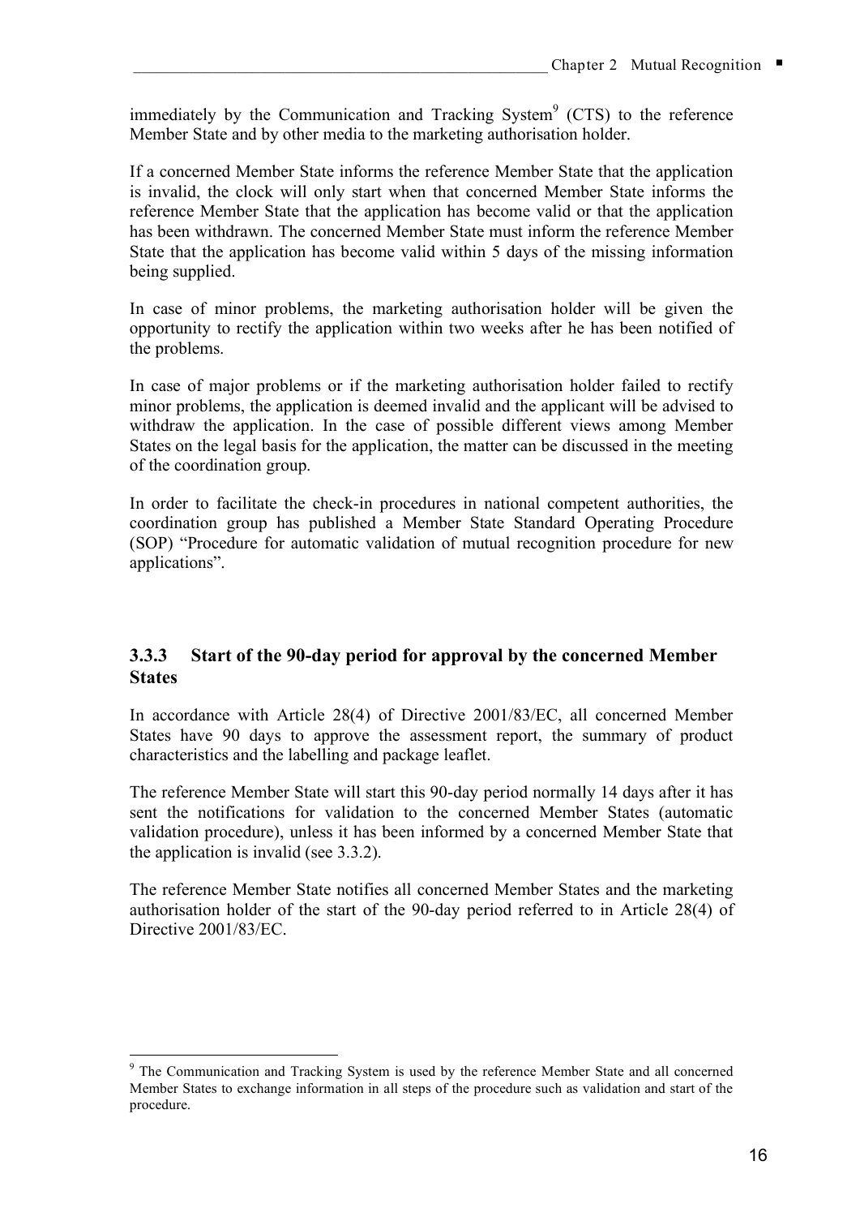immediately by the Communication and Tracking System[9] (CTS) to the reference Member State and by other media to the marketing authorisation holder.

If a concerned Member State informs the reference Member State that the application is invalid, the clock will only start when that concerned Member State informs the reference Member State that the application has become valid or that the application has been withdrawn. The concerned Member State must inform the reference Member State that the application has become valid within 5 days of the missing information being supplied.

In case of minor problems, the marketing authorisation holder will be given the opportunity to rectify the application within two weeks after he has been notified of the problems.

In case of major problems or if the marketing authorisation holder failed to rectify minor problems, the application is deemed invalid and the applicant will be advised to withdraw the application. In the case of possible different views among Member States on the legal basis for the application, the matter can be discussed in the meeting of the coordination group.

In order to facilitate the check-in procedures in national competent authorities, the coordination group has published a Member State Standard Operating Procedure (SOP) "Procedure for automatic validation of mutual recognition procedure for new applications".

### 3.3.3 Start of the 90-day period for approval by the concerned Member States

In accordance with Article 28(4) of Directive 2001/83/EC, all concerned Member States have 90 days to approve the assessment report, the summary of product characteristics and the labelling and package leaflet.

The reference Member State will start this 90-day period normally 14 days after it has sent the notifications for validation to the concerned Member States (automatic validation procedure), unless it has been informed by a concerned Member State that the application is invalid (see 3.3.2).

The reference Member State notifies all concerned Member States and the marketing authorisation holder of the start of the 90-day period referred to in Article 28(4) of Directive 2001/83/EC.

---

[9] The Communication and Tracking System is used by the reference Member State and all concerned Member States to exchange information in all steps of the procedure such as validation and start of the procedure.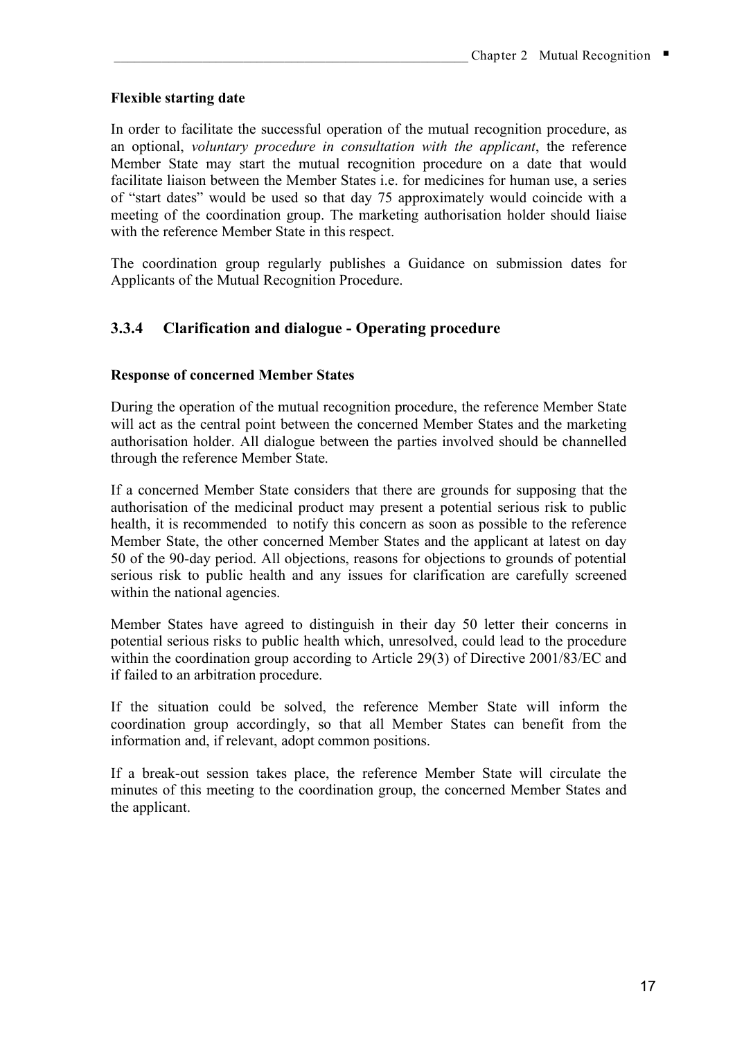**Flexible starting date**

In order to facilitate the successful operation of the mutual recognition procedure, as an optional, *voluntary procedure in consultation with the applicant*, the reference Member State may start the mutual recognition procedure on a date that would facilitate liaison between the Member States i.e. for medicines for human use, a series of "start dates" would be used so that day 75 approximately would coincide with a meeting of the coordination group. The marketing authorisation holder should liaise with the reference Member State in this respect.

The coordination group regularly publishes a Guidance on submission dates for Applicants of the Mutual Recognition Procedure.

### 3.3.4 Clarification and dialogue - Operating procedure

**Response of concerned Member States**

During the operation of the mutual recognition procedure, the reference Member State will act as the central point between the concerned Member States and the marketing authorisation holder. All dialogue between the parties involved should be channelled through the reference Member State.

If a concerned Member State considers that there are grounds for supposing that the authorisation of the medicinal product may present a potential serious risk to public health, it is recommended to notify this concern as soon as possible to the reference Member State, the other concerned Member States and the applicant at latest on day 50 of the 90-day period. All objections, reasons for objections to grounds of potential serious risk to public health and any issues for clarification are carefully screened within the national agencies.

Member States have agreed to distinguish in their day 50 letter their concerns in potential serious risks to public health which, unresolved, could lead to the procedure within the coordination group according to Article 29(3) of Directive 2001/83/EC and if failed to an arbitration procedure.

If the situation could be solved, the reference Member State will inform the coordination group accordingly, so that all Member States can benefit from the information and, if relevant, adopt common positions.

If a break-out session takes place, the reference Member State will circulate the minutes of this meeting to the coordination group, the concerned Member States and the applicant.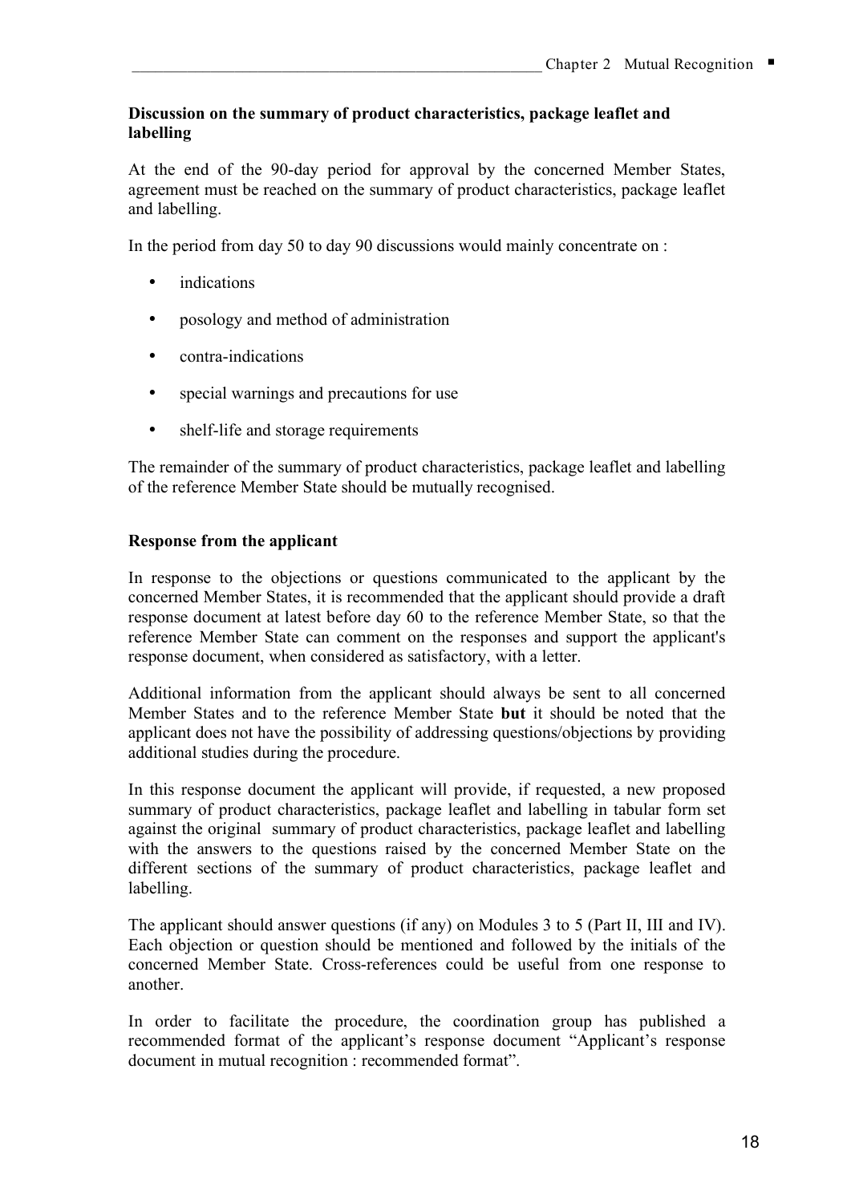**Discussion on the summary of product characteristics, package leaflet and labelling**

At the end of the 90-day period for approval by the concerned Member States, agreement must be reached on the summary of product characteristics, package leaflet and labelling.

In the period from day 50 to day 90 discussions would mainly concentrate on :

- indications
- posology and method of administration
- contra-indications
- special warnings and precautions for use
- shelf-life and storage requirements

The remainder of the summary of product characteristics, package leaflet and labelling of the reference Member State should be mutually recognised.

**Response from the applicant**

In response to the objections or questions communicated to the applicant by the concerned Member States, it is recommended that the applicant should provide a draft response document at latest before day 60 to the reference Member State, so that the reference Member State can comment on the responses and support the applicant's response document, when considered as satisfactory, with a letter.

Additional information from the applicant should always be sent to all concerned Member States and to the reference Member State **but** it should be noted that the applicant does not have the possibility of addressing questions/objections by providing additional studies during the procedure.

In this response document the applicant will provide, if requested, a new proposed summary of product characteristics, package leaflet and labelling in tabular form set against the original summary of product characteristics, package leaflet and labelling with the answers to the questions raised by the concerned Member State on the different sections of the summary of product characteristics, package leaflet and labelling.

The applicant should answer questions (if any) on Modules 3 to 5 (Part II, III and IV). Each objection or question should be mentioned and followed by the initials of the concerned Member State. Cross-references could be useful from one response to another.

In order to facilitate the procedure, the coordination group has published a recommended format of the applicant's response document "Applicant's response document in mutual recognition : recommended format".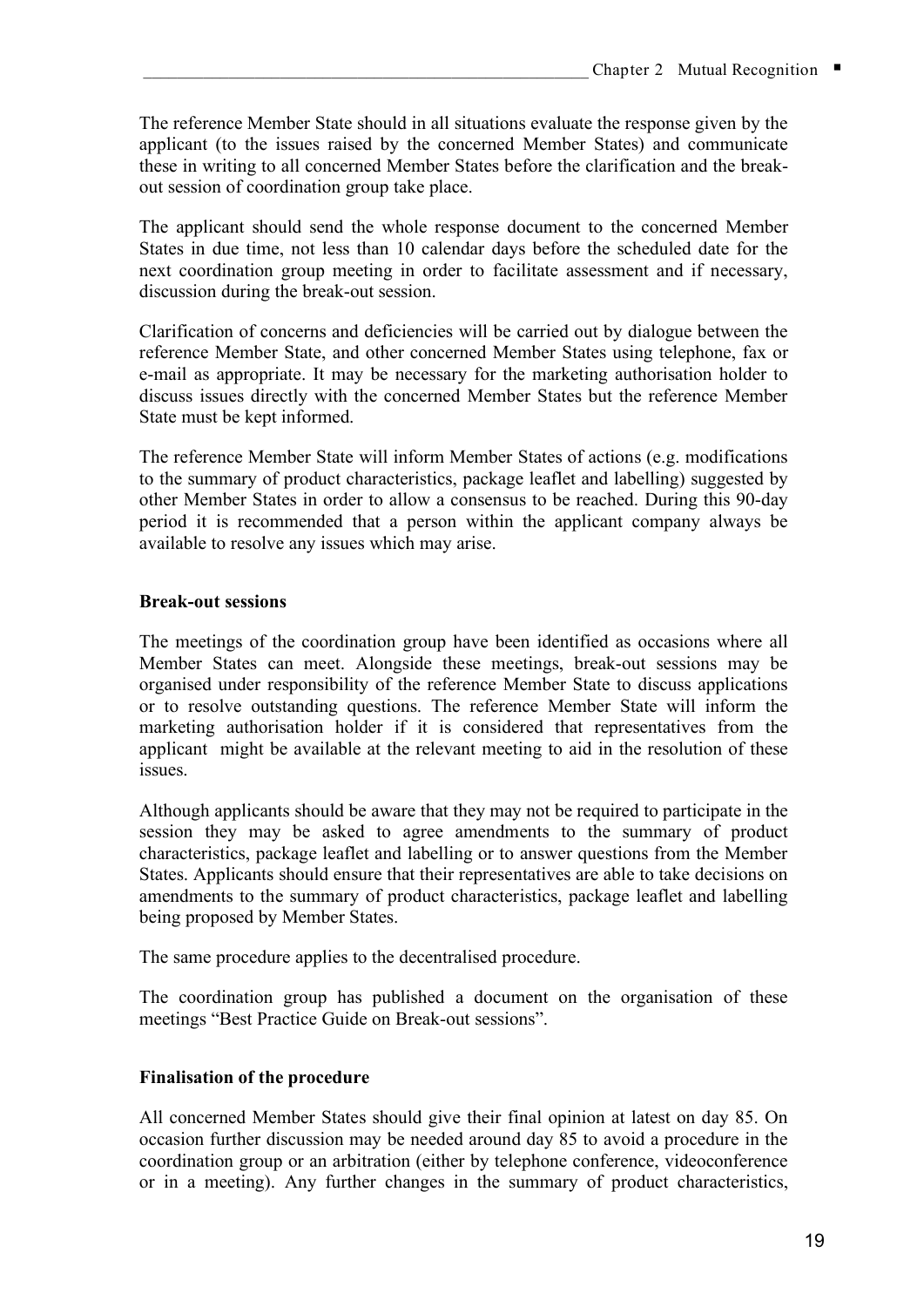The reference Member State should in all situations evaluate the response given by the applicant (to the issues raised by the concerned Member States) and communicate these in writing to all concerned Member States before the clarification and the break-out session of coordination group take place.

The applicant should send the whole response document to the concerned Member States in due time, not less than 10 calendar days before the scheduled date for the next coordination group meeting in order to facilitate assessment and if necessary, discussion during the break-out session.

Clarification of concerns and deficiencies will be carried out by dialogue between the reference Member State, and other concerned Member States using telephone, fax or e-mail as appropriate. It may be necessary for the marketing authorisation holder to discuss issues directly with the concerned Member States but the reference Member State must be kept informed.

The reference Member State will inform Member States of actions (e.g. modifications to the summary of product characteristics, package leaflet and labelling) suggested by other Member States in order to allow a consensus to be reached. During this 90-day period it is recommended that a person within the applicant company always be available to resolve any issues which may arise.

**Break-out sessions**

The meetings of the coordination group have been identified as occasions where all Member States can meet. Alongside these meetings, break-out sessions may be organised under responsibility of the reference Member State to discuss applications or to resolve outstanding questions. The reference Member State will inform the marketing authorisation holder if it is considered that representatives from the applicant might be available at the relevant meeting to aid in the resolution of these issues.

Although applicants should be aware that they may not be required to participate in the session they may be asked to agree amendments to the summary of product characteristics, package leaflet and labelling or to answer questions from the Member States. Applicants should ensure that their representatives are able to take decisions on amendments to the summary of product characteristics, package leaflet and labelling being proposed by Member States.

The same procedure applies to the decentralised procedure.

The coordination group has published a document on the organisation of these meetings "Best Practice Guide on Break-out sessions".

**Finalisation of the procedure**

All concerned Member States should give their final opinion at latest on day 85. On occasion further discussion may be needed around day 85 to avoid a procedure in the coordination group or an arbitration (either by telephone conference, videoconference or in a meeting). Any further changes in the summary of product characteristics,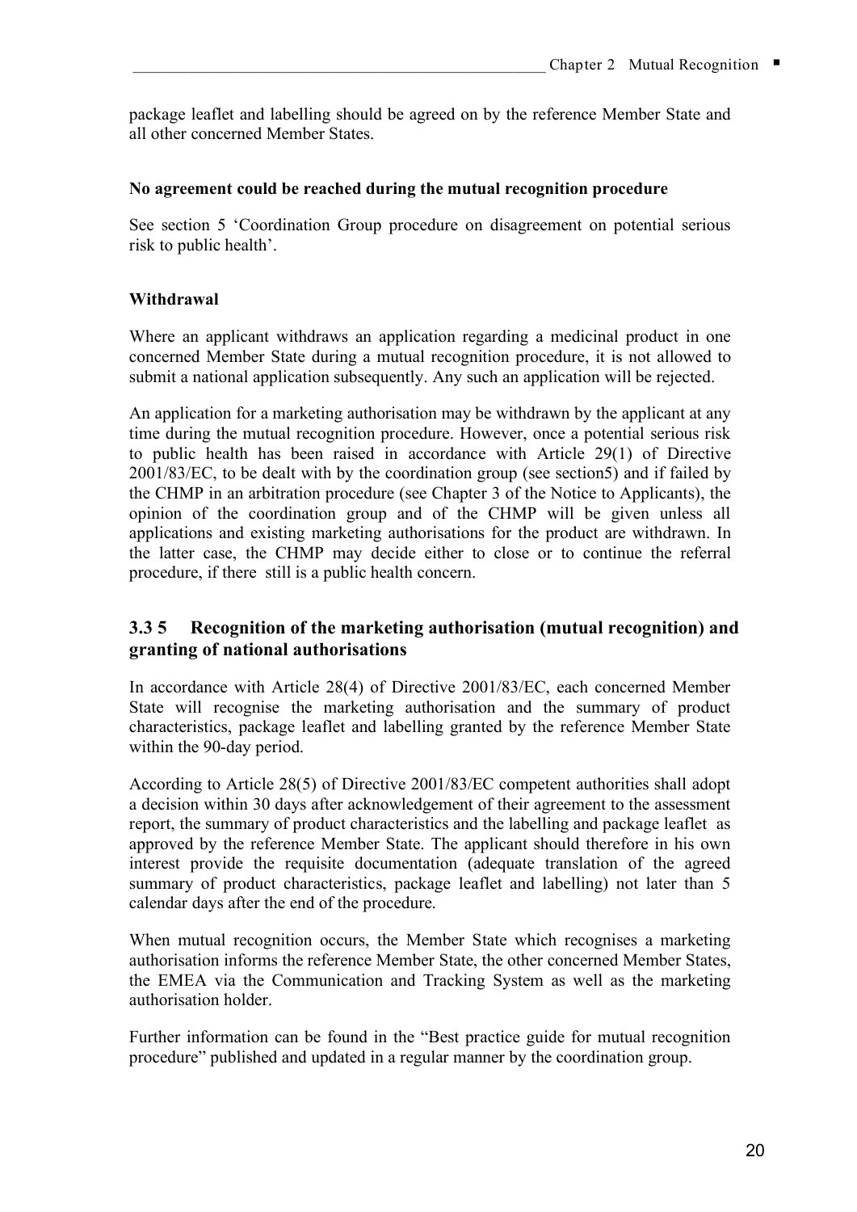package leaflet and labelling should be agreed on by the reference Member State and all other concerned Member States.

**No agreement could be reached during the mutual recognition procedure**

See section 5 'Coordination Group procedure on disagreement on potential serious risk to public health'.

**Withdrawal**

Where an applicant withdraws an application regarding a medicinal product in one concerned Member State during a mutual recognition procedure, it is not allowed to submit a national application subsequently. Any such an application will be rejected.

An application for a marketing authorisation may be withdrawn by the applicant at any time during the mutual recognition procedure. However, once a potential serious risk to public health has been raised in accordance with Article 29(1) of Directive 2001/83/EC, to be dealt with by the coordination group (see section5) and if failed by the CHMP in an arbitration procedure (see Chapter 3 of the Notice to Applicants), the opinion of the coordination group and of the CHMP will be given unless all applications and existing marketing authorisations for the product are withdrawn. In the latter case, the CHMP may decide either to close or to continue the referral procedure, if there still is a public health concern.

### 3.3 5 Recognition of the marketing authorisation (mutual recognition) and granting of national authorisations

In accordance with Article 28(4) of Directive 2001/83/EC, each concerned Member State will recognise the marketing authorisation and the summary of product characteristics, package leaflet and labelling granted by the reference Member State within the 90-day period.

According to Article 28(5) of Directive 2001/83/EC competent authorities shall adopt a decision within 30 days after acknowledgement of their agreement to the assessment report, the summary of product characteristics and the labelling and package leaflet as approved by the reference Member State. The applicant should therefore in his own interest provide the requisite documentation (adequate translation of the agreed summary of product characteristics, package leaflet and labelling) not later than 5 calendar days after the end of the procedure.

When mutual recognition occurs, the Member State which recognises a marketing authorisation informs the reference Member State, the other concerned Member States, the EMEA via the Communication and Tracking System as well as the marketing authorisation holder.

Further information can be found in the "Best practice guide for mutual recognition procedure" published and updated in a regular manner by the coordination group.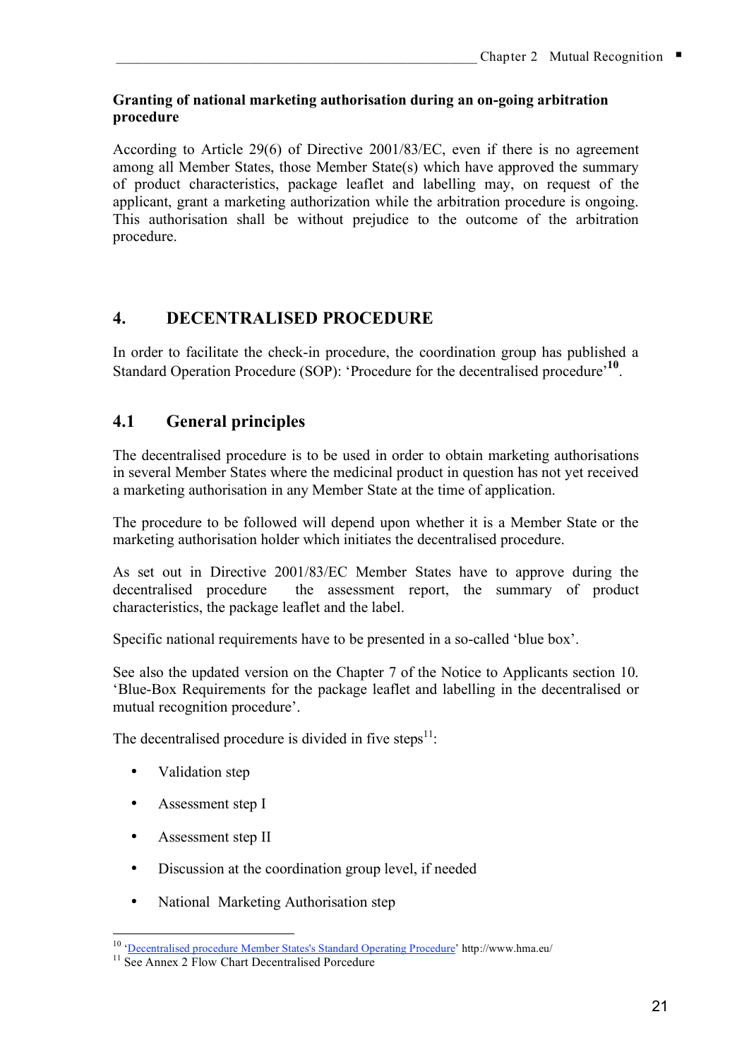**Granting of national marketing authorisation during an on-going arbitration procedure**

According to Article 29(6) of Directive 2001/83/EC, even if there is no agreement among all Member States, those Member State(s) which have approved the summary of product characteristics, package leaflet and labelling may, on request of the applicant, grant a marketing authorization while the arbitration procedure is ongoing. This authorisation shall be without prejudice to the outcome of the arbitration procedure.

## 4. DECENTRALISED PROCEDURE

In order to facilitate the check-in procedure, the coordination group has published a Standard Operation Procedure (SOP): 'Procedure for the decentralised procedure'[10].

### 4.1 General principles

The decentralised procedure is to be used in order to obtain marketing authorisations in several Member States where the medicinal product in question has not yet received a marketing authorisation in any Member State at the time of application.

The procedure to be followed will depend upon whether it is a Member State or the marketing authorisation holder which initiates the decentralised procedure.

As set out in Directive 2001/83/EC Member States have to approve during the decentralised procedure the assessment report, the summary of product characteristics, the package leaflet and the label.

Specific national requirements have to be presented in a so-called 'blue box'.

See also the updated version on the Chapter 7 of the Notice to Applicants section 10. 'Blue-Box Requirements for the package leaflet and labelling in the decentralised or mutual recognition procedure'.

The decentralised procedure is divided in five steps[11]:

- Validation step
- Assessment step I
- Assessment step II
- Discussion at the coordination group level, if needed
- National Marketing Authorisation step

---

[10] 'Decentralised procedure Member States's Standard Operating Procedure' http://www.hma.eu/

[11] See Annex 2 Flow Chart Decentralised Porcedure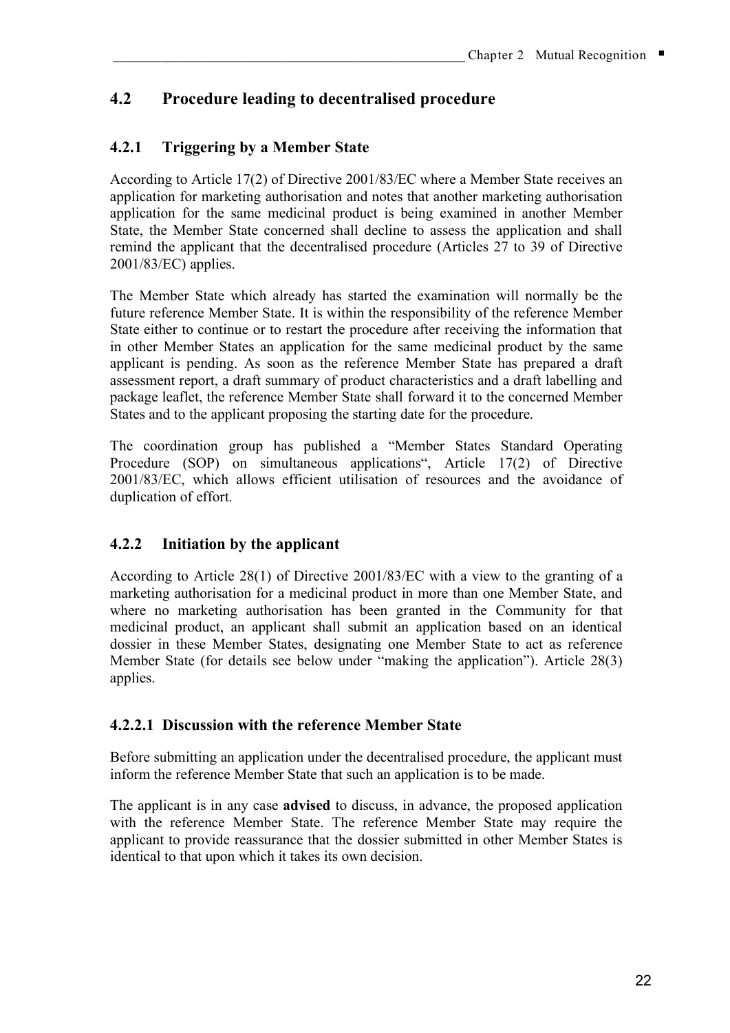## 4.2 Procedure leading to decentralised procedure

### 4.2.1 Triggering by a Member State

According to Article 17(2) of Directive 2001/83/EC where a Member State receives an application for marketing authorisation and notes that another marketing authorisation application for the same medicinal product is being examined in another Member State, the Member State concerned shall decline to assess the application and shall remind the applicant that the decentralised procedure (Articles 27 to 39 of Directive 2001/83/EC) applies.

The Member State which already has started the examination will normally be the future reference Member State. It is within the responsibility of the reference Member State either to continue or to restart the procedure after receiving the information that in other Member States an application for the same medicinal product by the same applicant is pending. As soon as the reference Member State has prepared a draft assessment report, a draft summary of product characteristics and a draft labelling and package leaflet, the reference Member State shall forward it to the concerned Member States and to the applicant proposing the starting date for the procedure.

The coordination group has published a "Member States Standard Operating Procedure (SOP) on simultaneous applications", Article 17(2) of Directive 2001/83/EC, which allows efficient utilisation of resources and the avoidance of duplication of effort.

### 4.2.2 Initiation by the applicant

According to Article 28(1) of Directive 2001/83/EC with a view to the granting of a marketing authorisation for a medicinal product in more than one Member State, and where no marketing authorisation has been granted in the Community for that medicinal product, an applicant shall submit an application based on an identical dossier in these Member States, designating one Member State to act as reference Member State (for details see below under "making the application"). Article 28(3) applies.

#### 4.2.2.1 Discussion with the reference Member State

Before submitting an application under the decentralised procedure, the applicant must inform the reference Member State that such an application is to be made.

The applicant is in any case **advised** to discuss, in advance, the proposed application with the reference Member State. The reference Member State may require the applicant to provide reassurance that the dossier submitted in other Member States is identical to that upon which it takes its own decision.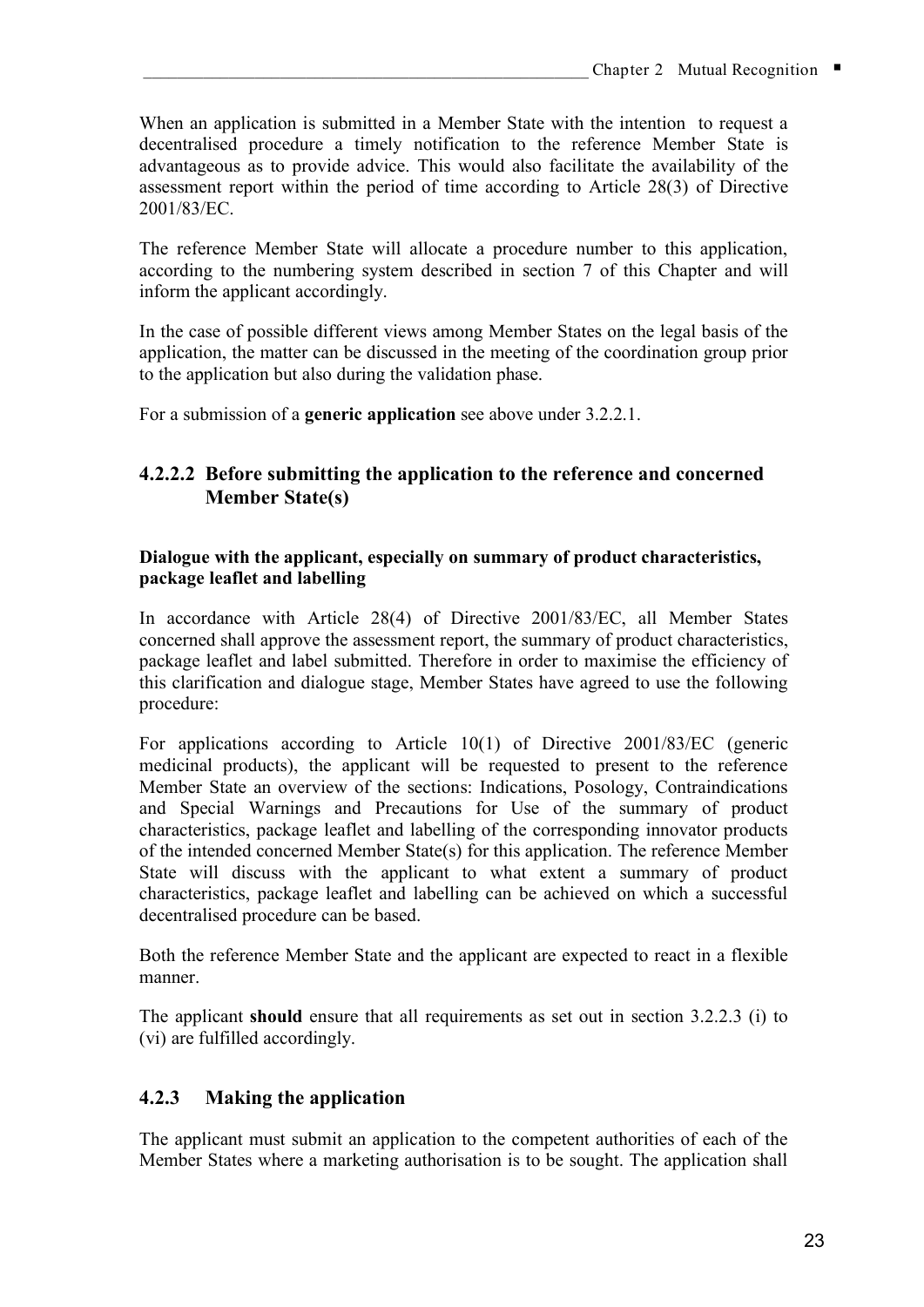When an application is submitted in a Member State with the intention to request a decentralised procedure a timely notification to the reference Member State is advantageous as to provide advice. This would also facilitate the availability of the assessment report within the period of time according to Article 28(3) of Directive 2001/83/EC.

The reference Member State will allocate a procedure number to this application, according to the numbering system described in section 7 of this Chapter and will inform the applicant accordingly.

In the case of possible different views among Member States on the legal basis of the application, the matter can be discussed in the meeting of the coordination group prior to the application but also during the validation phase.

For a submission of a **generic application** see above under 3.2.2.1.

#### 4.2.2.2 Before submitting the application to the reference and concerned Member State(s)

**Dialogue with the applicant, especially on summary of product characteristics, package leaflet and labelling**

In accordance with Article 28(4) of Directive 2001/83/EC, all Member States concerned shall approve the assessment report, the summary of product characteristics, package leaflet and label submitted. Therefore in order to maximise the efficiency of this clarification and dialogue stage, Member States have agreed to use the following procedure:

For applications according to Article 10(1) of Directive 2001/83/EC (generic medicinal products), the applicant will be requested to present to the reference Member State an overview of the sections: Indications, Posology, Contraindications and Special Warnings and Precautions for Use of the summary of product characteristics, package leaflet and labelling of the corresponding innovator products of the intended concerned Member State(s) for this application. The reference Member State will discuss with the applicant to what extent a summary of product characteristics, package leaflet and labelling can be achieved on which a successful decentralised procedure can be based.

Both the reference Member State and the applicant are expected to react in a flexible manner.

The applicant **should** ensure that all requirements as set out in section 3.2.2.3 (i) to (vi) are fulfilled accordingly.

### 4.2.3 Making the application

The applicant must submit an application to the competent authorities of each of the Member States where a marketing authorisation is to be sought. The application shall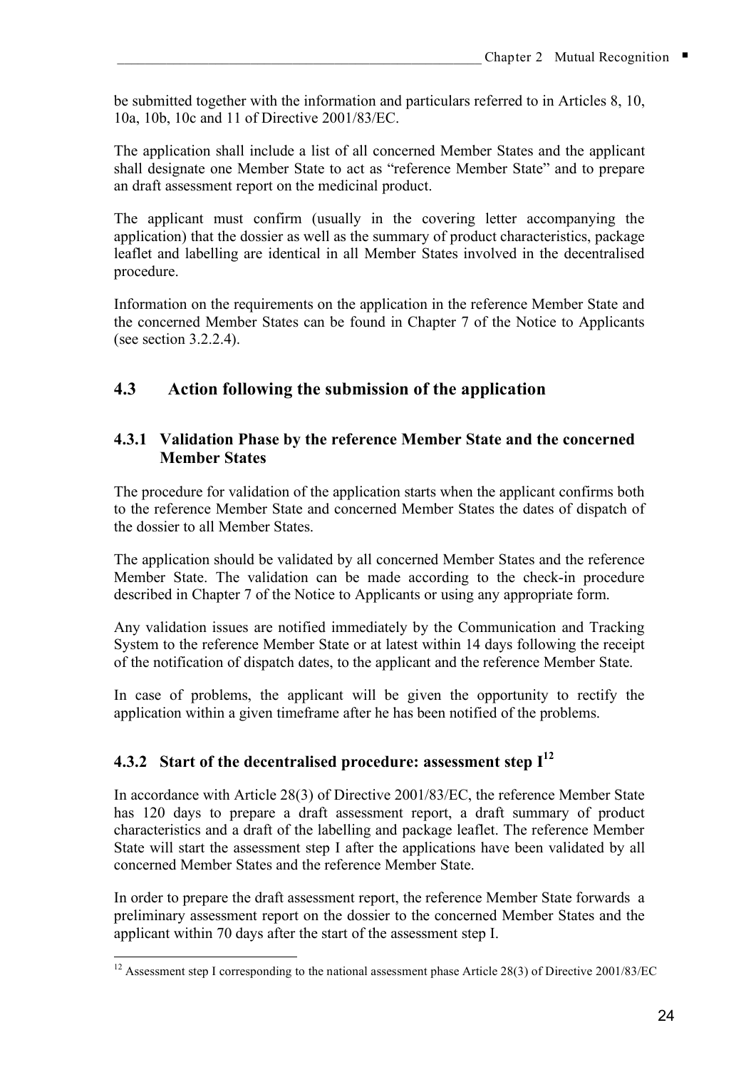be submitted together with the information and particulars referred to in Articles 8, 10, 10a, 10b, 10c and 11 of Directive 2001/83/EC.

The application shall include a list of all concerned Member States and the applicant shall designate one Member State to act as "reference Member State" and to prepare an draft assessment report on the medicinal product.

The applicant must confirm (usually in the covering letter accompanying the application) that the dossier as well as the summary of product characteristics, package leaflet and labelling are identical in all Member States involved in the decentralised procedure.

Information on the requirements on the application in the reference Member State and the concerned Member States can be found in Chapter 7 of the Notice to Applicants (see section 3.2.2.4).

## 4.3 Action following the submission of the application

### 4.3.1 Validation Phase by the reference Member State and the concerned Member States

The procedure for validation of the application starts when the applicant confirms both to the reference Member State and concerned Member States the dates of dispatch of the dossier to all Member States.

The application should be validated by all concerned Member States and the reference Member State. The validation can be made according to the check-in procedure described in Chapter 7 of the Notice to Applicants or using any appropriate form.

Any validation issues are notified immediately by the Communication and Tracking System to the reference Member State or at latest within 14 days following the receipt of the notification of dispatch dates, to the applicant and the reference Member State.

In case of problems, the applicant will be given the opportunity to rectify the application within a given timeframe after he has been notified of the problems.

### 4.3.2 Start of the decentralised procedure: assessment step I[12]

In accordance with Article 28(3) of Directive 2001/83/EC, the reference Member State has 120 days to prepare a draft assessment report, a draft summary of product characteristics and a draft of the labelling and package leaflet. The reference Member State will start the assessment step I after the applications have been validated by all concerned Member States and the reference Member State.

In order to prepare the draft assessment report, the reference Member State forwards a preliminary assessment report on the dossier to the concerned Member States and the applicant within 70 days after the start of the assessment step I.

[12] Assessment step I corresponding to the national assessment phase Article 28(3) of Directive 2001/83/EC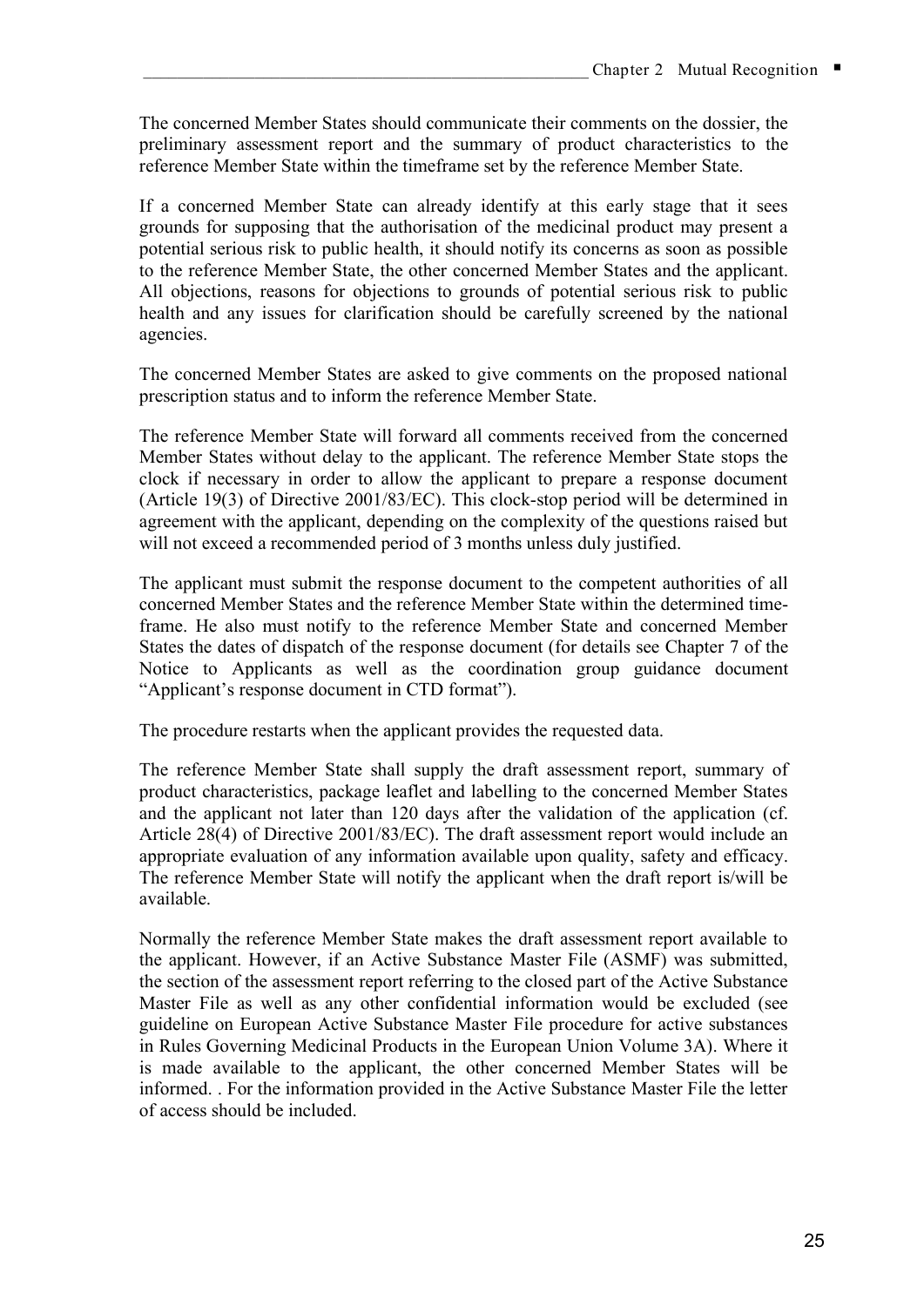The concerned Member States should communicate their comments on the dossier, the preliminary assessment report and the summary of product characteristics to the reference Member State within the timeframe set by the reference Member State.

If a concerned Member State can already identify at this early stage that it sees grounds for supposing that the authorisation of the medicinal product may present a potential serious risk to public health, it should notify its concerns as soon as possible to the reference Member State, the other concerned Member States and the applicant. All objections, reasons for objections to grounds of potential serious risk to public health and any issues for clarification should be carefully screened by the national agencies.

The concerned Member States are asked to give comments on the proposed national prescription status and to inform the reference Member State.

The reference Member State will forward all comments received from the concerned Member States without delay to the applicant. The reference Member State stops the clock if necessary in order to allow the applicant to prepare a response document (Article 19(3) of Directive 2001/83/EC). This clock-stop period will be determined in agreement with the applicant, depending on the complexity of the questions raised but will not exceed a recommended period of 3 months unless duly justified.

The applicant must submit the response document to the competent authorities of all concerned Member States and the reference Member State within the determined time-frame. He also must notify to the reference Member State and concerned Member States the dates of dispatch of the response document (for details see Chapter 7 of the Notice to Applicants as well as the coordination group guidance document "Applicant's response document in CTD format").

The procedure restarts when the applicant provides the requested data.

The reference Member State shall supply the draft assessment report, summary of product characteristics, package leaflet and labelling to the concerned Member States and the applicant not later than 120 days after the validation of the application (cf. Article 28(4) of Directive 2001/83/EC). The draft assessment report would include an appropriate evaluation of any information available upon quality, safety and efficacy. The reference Member State will notify the applicant when the draft report is/will be available.

Normally the reference Member State makes the draft assessment report available to the applicant. However, if an Active Substance Master File (ASMF) was submitted, the section of the assessment report referring to the closed part of the Active Substance Master File as well as any other confidential information would be excluded (see guideline on European Active Substance Master File procedure for active substances in Rules Governing Medicinal Products in the European Union Volume 3A). Where it is made available to the applicant, the other concerned Member States will be informed. . For the information provided in the Active Substance Master File the letter of access should be included.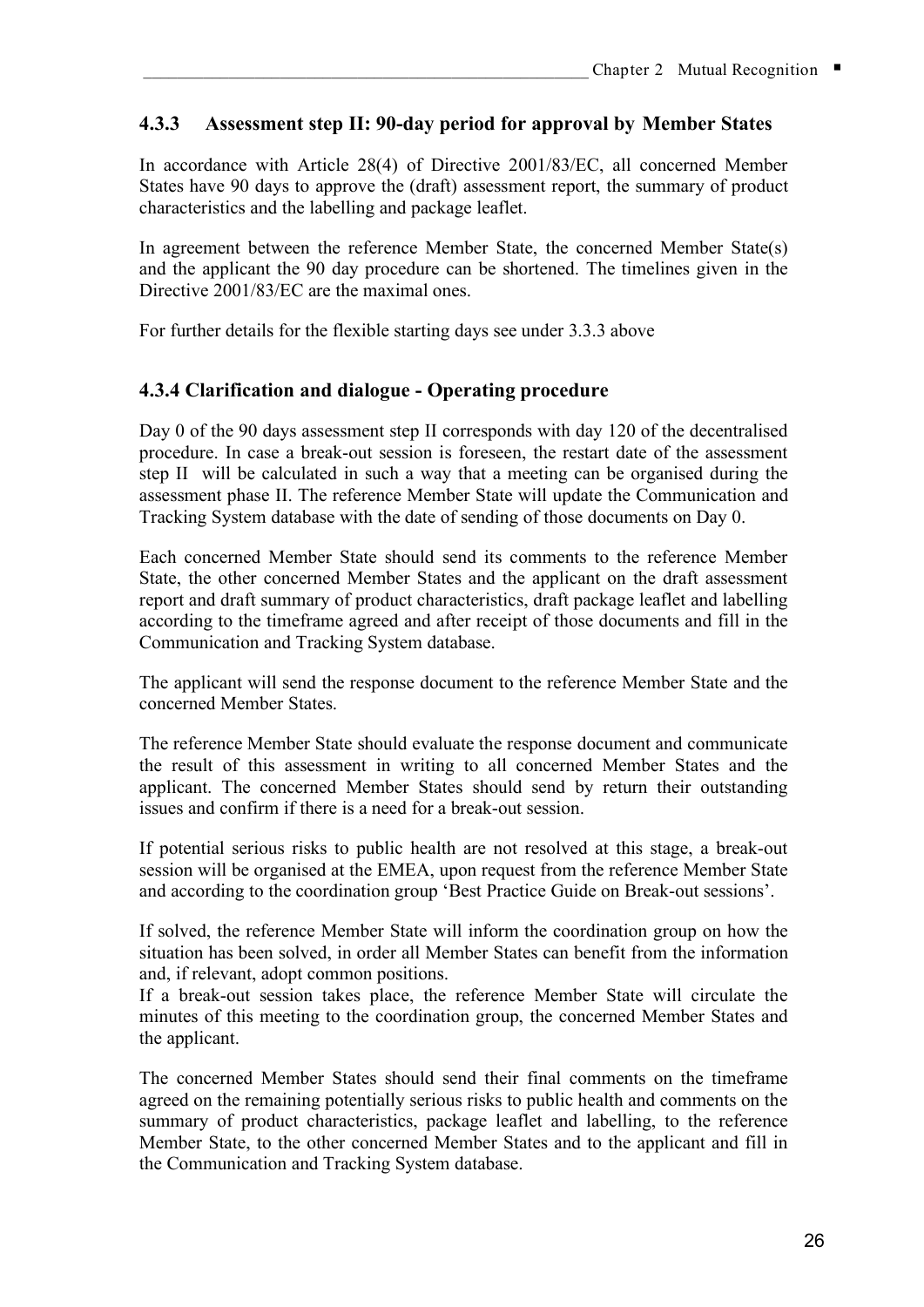### 4.3.3 Assessment step II: 90-day period for approval by Member States

In accordance with Article 28(4) of Directive 2001/83/EC, all concerned Member States have 90 days to approve the (draft) assessment report, the summary of product characteristics and the labelling and package leaflet.

In agreement between the reference Member State, the concerned Member State(s) and the applicant the 90 day procedure can be shortened. The timelines given in the Directive 2001/83/EC are the maximal ones.

For further details for the flexible starting days see under 3.3.3 above

### 4.3.4 Clarification and dialogue - Operating procedure

Day 0 of the 90 days assessment step II corresponds with day 120 of the decentralised procedure. In case a break-out session is foreseen, the restart date of the assessment step II will be calculated in such a way that a meeting can be organised during the assessment phase II. The reference Member State will update the Communication and Tracking System database with the date of sending of those documents on Day 0.

Each concerned Member State should send its comments to the reference Member State, the other concerned Member States and the applicant on the draft assessment report and draft summary of product characteristics, draft package leaflet and labelling according to the timeframe agreed and after receipt of those documents and fill in the Communication and Tracking System database.

The applicant will send the response document to the reference Member State and the concerned Member States.

The reference Member State should evaluate the response document and communicate the result of this assessment in writing to all concerned Member States and the applicant. The concerned Member States should send by return their outstanding issues and confirm if there is a need for a break-out session.

If potential serious risks to public health are not resolved at this stage, a break-out session will be organised at the EMEA, upon request from the reference Member State and according to the coordination group 'Best Practice Guide on Break-out sessions'.

If solved, the reference Member State will inform the coordination group on how the situation has been solved, in order all Member States can benefit from the information and, if relevant, adopt common positions.
If a break-out session takes place, the reference Member State will circulate the minutes of this meeting to the coordination group, the concerned Member States and the applicant.

The concerned Member States should send their final comments on the timeframe agreed on the remaining potentially serious risks to public health and comments on the summary of product characteristics, package leaflet and labelling, to the reference Member State, to the other concerned Member States and to the applicant and fill in the Communication and Tracking System database.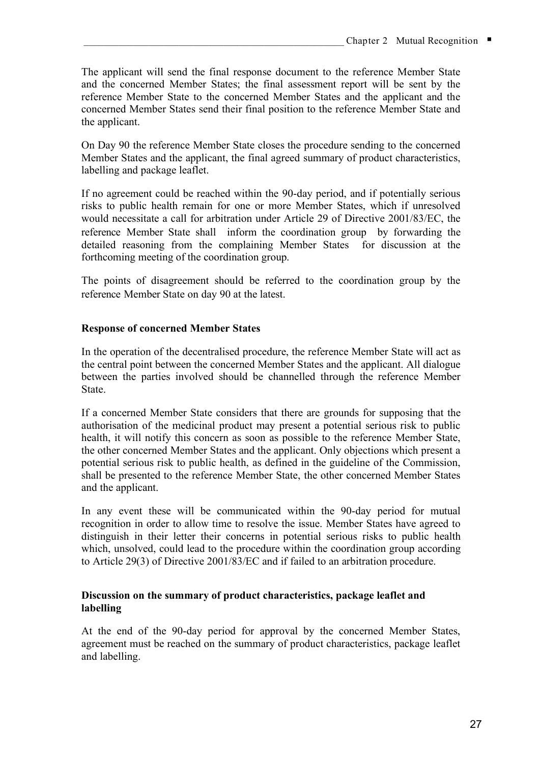The applicant will send the final response document to the reference Member State and the concerned Member States; the final assessment report will be sent by the reference Member State to the concerned Member States and the applicant and the concerned Member States send their final position to the reference Member State and the applicant.

On Day 90 the reference Member State closes the procedure sending to the concerned Member States and the applicant, the final agreed summary of product characteristics, labelling and package leaflet.

If no agreement could be reached within the 90-day period, and if potentially serious risks to public health remain for one or more Member States, which if unresolved would necessitate a call for arbitration under Article 29 of Directive 2001/83/EC, the reference Member State shall inform the coordination group by forwarding the detailed reasoning from the complaining Member States for discussion at the forthcoming meeting of the coordination group.

The points of disagreement should be referred to the coordination group by the reference Member State on day 90 at the latest.

**Response of concerned Member States**

In the operation of the decentralised procedure, the reference Member State will act as the central point between the concerned Member States and the applicant. All dialogue between the parties involved should be channelled through the reference Member State.

If a concerned Member State considers that there are grounds for supposing that the authorisation of the medicinal product may present a potential serious risk to public health, it will notify this concern as soon as possible to the reference Member State, the other concerned Member States and the applicant. Only objections which present a potential serious risk to public health, as defined in the guideline of the Commission, shall be presented to the reference Member State, the other concerned Member States and the applicant.

In any event these will be communicated within the 90-day period for mutual recognition in order to allow time to resolve the issue. Member States have agreed to distinguish in their letter their concerns in potential serious risks to public health which, unsolved, could lead to the procedure within the coordination group according to Article 29(3) of Directive 2001/83/EC and if failed to an arbitration procedure.

**Discussion on the summary of product characteristics, package leaflet and labelling**

At the end of the 90-day period for approval by the concerned Member States, agreement must be reached on the summary of product characteristics, package leaflet and labelling.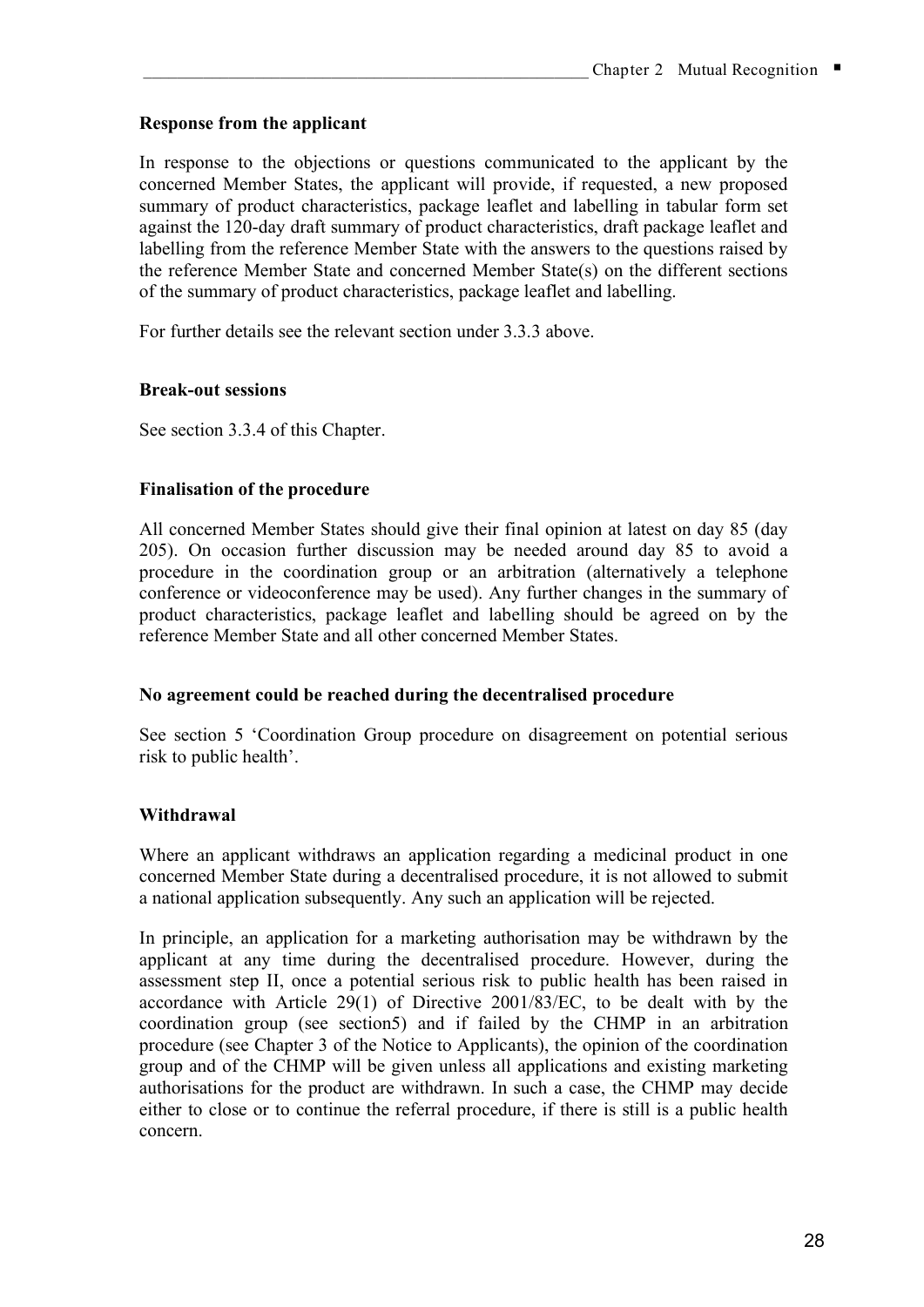**Response from the applicant**

In response to the objections or questions communicated to the applicant by the concerned Member States, the applicant will provide, if requested, a new proposed summary of product characteristics, package leaflet and labelling in tabular form set against the 120-day draft summary of product characteristics, draft package leaflet and labelling from the reference Member State with the answers to the questions raised by the reference Member State and concerned Member State(s) on the different sections of the summary of product characteristics, package leaflet and labelling.

For further details see the relevant section under 3.3.3 above.

**Break-out sessions**

See section 3.3.4 of this Chapter.

**Finalisation of the procedure**

All concerned Member States should give their final opinion at latest on day 85 (day 205). On occasion further discussion may be needed around day 85 to avoid a procedure in the coordination group or an arbitration (alternatively a telephone conference or videoconference may be used). Any further changes in the summary of product characteristics, package leaflet and labelling should be agreed on by the reference Member State and all other concerned Member States.

**No agreement could be reached during the decentralised procedure**

See section 5 'Coordination Group procedure on disagreement on potential serious risk to public health'.

**Withdrawal**

Where an applicant withdraws an application regarding a medicinal product in one concerned Member State during a decentralised procedure, it is not allowed to submit a national application subsequently. Any such an application will be rejected.

In principle, an application for a marketing authorisation may be withdrawn by the applicant at any time during the decentralised procedure. However, during the assessment step II, once a potential serious risk to public health has been raised in accordance with Article 29(1) of Directive 2001/83/EC, to be dealt with by the coordination group (see section5) and if failed by the CHMP in an arbitration procedure (see Chapter 3 of the Notice to Applicants), the opinion of the coordination group and of the CHMP will be given unless all applications and existing marketing authorisations for the product are withdrawn. In such a case, the CHMP may decide either to close or to continue the referral procedure, if there is still is a public health concern.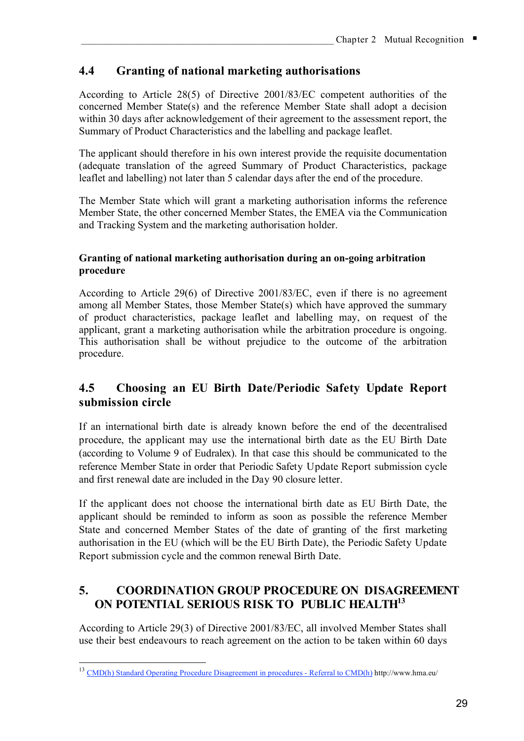## 4.4 Granting of national marketing authorisations

According to Article 28(5) of Directive 2001/83/EC competent authorities of the concerned Member State(s) and the reference Member State shall adopt a decision within 30 days after acknowledgement of their agreement to the assessment report, the Summary of Product Characteristics and the labelling and package leaflet.

The applicant should therefore in his own interest provide the requisite documentation (adequate translation of the agreed Summary of Product Characteristics, package leaflet and labelling) not later than 5 calendar days after the end of the procedure.

The Member State which will grant a marketing authorisation informs the reference Member State, the other concerned Member States, the EMEA via the Communication and Tracking System and the marketing authorisation holder.

**Granting of national marketing authorisation during an on-going arbitration procedure**

According to Article 29(6) of Directive 2001/83/EC, even if there is no agreement among all Member States, those Member State(s) which have approved the summary of product characteristics, package leaflet and labelling may, on request of the applicant, grant a marketing authorisation while the arbitration procedure is ongoing. This authorisation shall be without prejudice to the outcome of the arbitration procedure.

## 4.5 Choosing an EU Birth Date/Periodic Safety Update Report submission circle

If an international birth date is already known before the end of the decentralised procedure, the applicant may use the international birth date as the EU Birth Date (according to Volume 9 of Eudralex). In that case this should be communicated to the reference Member State in order that Periodic Safety Update Report submission cycle and first renewal date are included in the Day 90 closure letter.

If the applicant does not choose the international birth date as EU Birth Date, the applicant should be reminded to inform as soon as possible the reference Member State and concerned Member States of the date of granting of the first marketing authorisation in the EU (which will be the EU Birth Date), the Periodic Safety Update Report submission cycle and the common renewal Birth Date.

# 5. COORDINATION GROUP PROCEDURE ON DISAGREEMENT ON POTENTIAL SERIOUS RISK TO PUBLIC HEALTH[13]

According to Article 29(3) of Directive 2001/83/EC, all involved Member States shall use their best endeavours to reach agreement on the action to be taken within 60 days

[13] CMD(h) Standard Operating Procedure Disagreement in procedures - Referral to CMD(h) http://www.hma.eu/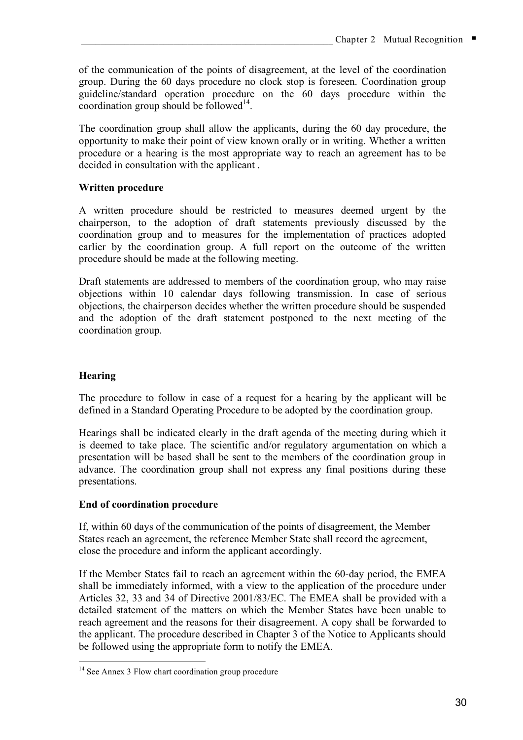of the communication of the points of disagreement, at the level of the coordination group. During the 60 days procedure no clock stop is foreseen. Coordination group guideline/standard operation procedure on the 60 days procedure within the coordination group should be followed[14].

The coordination group shall allow the applicants, during the 60 day procedure, the opportunity to make their point of view known orally or in writing. Whether a written procedure or a hearing is the most appropriate way to reach an agreement has to be decided in consultation with the applicant .

**Written procedure**

A written procedure should be restricted to measures deemed urgent by the chairperson, to the adoption of draft statements previously discussed by the coordination group and to measures for the implementation of practices adopted earlier by the coordination group. A full report on the outcome of the written procedure should be made at the following meeting.

Draft statements are addressed to members of the coordination group, who may raise objections within 10 calendar days following transmission. In case of serious objections, the chairperson decides whether the written procedure should be suspended and the adoption of the draft statement postponed to the next meeting of the coordination group.

**Hearing**

The procedure to follow in case of a request for a hearing by the applicant will be defined in a Standard Operating Procedure to be adopted by the coordination group.

Hearings shall be indicated clearly in the draft agenda of the meeting during which it is deemed to take place. The scientific and/or regulatory argumentation on which a presentation will be based shall be sent to the members of the coordination group in advance. The coordination group shall not express any final positions during these presentations.

**End of coordination procedure**

If, within 60 days of the communication of the points of disagreement, the Member States reach an agreement, the reference Member State shall record the agreement, close the procedure and inform the applicant accordingly.

If the Member States fail to reach an agreement within the 60-day period, the EMEA shall be immediately informed, with a view to the application of the procedure under Articles 32, 33 and 34 of Directive 2001/83/EC. The EMEA shall be provided with a detailed statement of the matters on which the Member States have been unable to reach agreement and the reasons for their disagreement. A copy shall be forwarded to the applicant. The procedure described in Chapter 3 of the Notice to Applicants should be followed using the appropriate form to notify the EMEA.

---

[14] See Annex 3 Flow chart coordination group procedure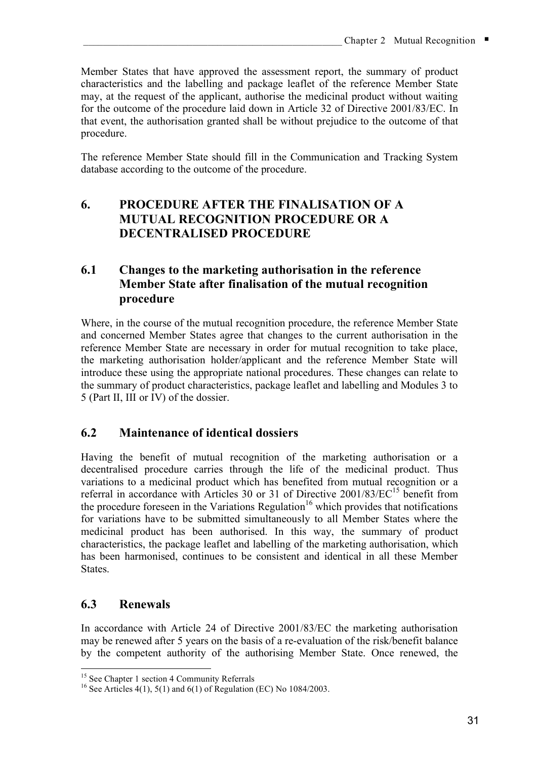Member States that have approved the assessment report, the summary of product characteristics and the labelling and package leaflet of the reference Member State may, at the request of the applicant, authorise the medicinal product without waiting for the outcome of the procedure laid down in Article 32 of Directive 2001/83/EC. In that event, the authorisation granted shall be without prejudice to the outcome of that procedure.

The reference Member State should fill in the Communication and Tracking System database according to the outcome of the procedure.

## 6. PROCEDURE AFTER THE FINALISATION OF A MUTUAL RECOGNITION PROCEDURE OR A DECENTRALISED PROCEDURE

### 6.1 Changes to the marketing authorisation in the reference Member State after finalisation of the mutual recognition procedure

Where, in the course of the mutual recognition procedure, the reference Member State and concerned Member States agree that changes to the current authorisation in the reference Member State are necessary in order for mutual recognition to take place, the marketing authorisation holder/applicant and the reference Member State will introduce these using the appropriate national procedures. These changes can relate to the summary of product characteristics, package leaflet and labelling and Modules 3 to 5 (Part II, III or IV) of the dossier.

### 6.2 Maintenance of identical dossiers

Having the benefit of mutual recognition of the marketing authorisation or a decentralised procedure carries through the life of the medicinal product. Thus variations to a medicinal product which has benefited from mutual recognition or a referral in accordance with Articles 30 or 31 of Directive 2001/83/EC[15] benefit from the procedure foreseen in the Variations Regulation[16] which provides that notifications for variations have to be submitted simultaneously to all Member States where the medicinal product has been authorised. In this way, the summary of product characteristics, the package leaflet and labelling of the marketing authorisation, which has been harmonised, continues to be consistent and identical in all these Member States.

### 6.3 Renewals

In accordance with Article 24 of Directive 2001/83/EC the marketing authorisation may be renewed after 5 years on the basis of a re-evaluation of the risk/benefit balance by the competent authority of the authorising Member State. Once renewed, the

[15] See Chapter 1 section 4 Community Referrals

[16] See Articles 4(1), 5(1) and 6(1) of Regulation (EC) No 1084/2003.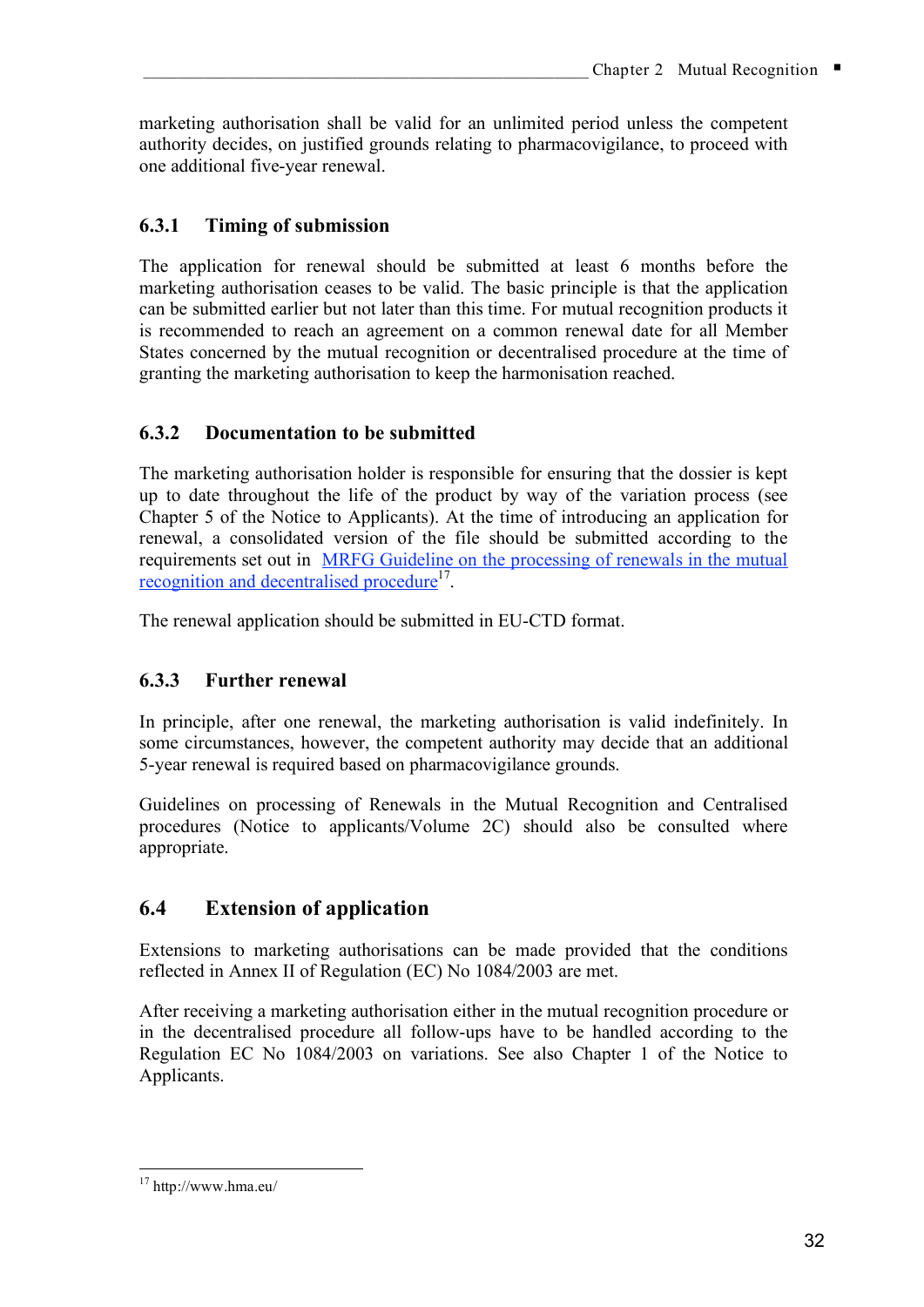marketing authorisation shall be valid for an unlimited period unless the competent authority decides, on justified grounds relating to pharmacovigilance, to proceed with one additional five-year renewal.

### 6.3.1 Timing of submission

The application for renewal should be submitted at least 6 months before the marketing authorisation ceases to be valid. The basic principle is that the application can be submitted earlier but not later than this time. For mutual recognition products it is recommended to reach an agreement on a common renewal date for all Member States concerned by the mutual recognition or decentralised procedure at the time of granting the marketing authorisation to keep the harmonisation reached.

### 6.3.2 Documentation to be submitted

The marketing authorisation holder is responsible for ensuring that the dossier is kept up to date throughout the life of the product by way of the variation process (see Chapter 5 of the Notice to Applicants). At the time of introducing an application for renewal, a consolidated version of the file should be submitted according to the requirements set out in MRFG Guideline on the processing of renewals in the mutual recognition and decentralised procedure[17].

The renewal application should be submitted in EU-CTD format.

### 6.3.3 Further renewal

In principle, after one renewal, the marketing authorisation is valid indefinitely. In some circumstances, however, the competent authority may decide that an additional 5-year renewal is required based on pharmacovigilance grounds.

Guidelines on processing of Renewals in the Mutual Recognition and Centralised procedures (Notice to applicants/Volume 2C) should also be consulted where appropriate.

## 6.4 Extension of application

Extensions to marketing authorisations can be made provided that the conditions reflected in Annex II of Regulation (EC) No 1084/2003 are met.

After receiving a marketing authorisation either in the mutual recognition procedure or in the decentralised procedure all follow-ups have to be handled according to the Regulation EC No 1084/2003 on variations. See also Chapter 1 of the Notice to Applicants.

---

[17] http://www.hma.eu/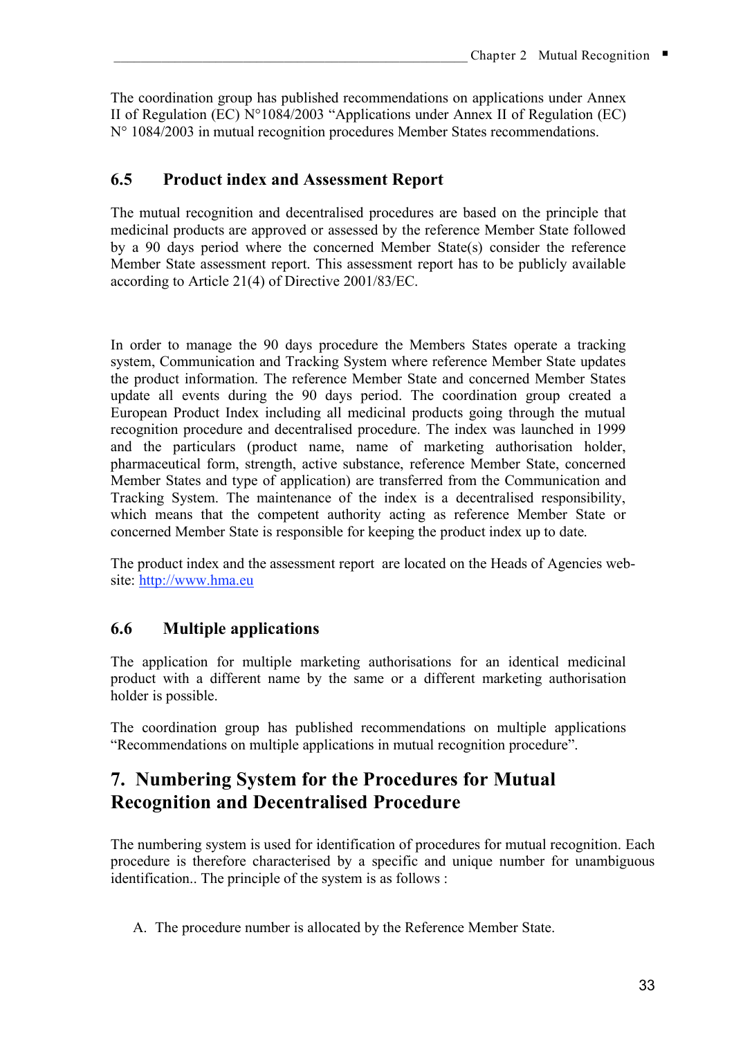The coordination group has published recommendations on applications under Annex II of Regulation (EC) N°1084/2003 "Applications under Annex II of Regulation (EC) N° 1084/2003 in mutual recognition procedures Member States recommendations.

### 6.5 Product index and Assessment Report

The mutual recognition and decentralised procedures are based on the principle that medicinal products are approved or assessed by the reference Member State followed by a 90 days period where the concerned Member State(s) consider the reference Member State assessment report. This assessment report has to be publicly available according to Article 21(4) of Directive 2001/83/EC.

In order to manage the 90 days procedure the Members States operate a tracking system, Communication and Tracking System where reference Member State updates the product information. The reference Member State and concerned Member States update all events during the 90 days period. The coordination group created a European Product Index including all medicinal products going through the mutual recognition procedure and decentralised procedure. The index was launched in 1999 and the particulars (product name, name of marketing authorisation holder, pharmaceutical form, strength, active substance, reference Member State, concerned Member States and type of application) are transferred from the Communication and Tracking System. The maintenance of the index is a decentralised responsibility, which means that the competent authority acting as reference Member State or concerned Member State is responsible for keeping the product index up to date.

The product index and the assessment report are located on the Heads of Agencies web-site: http://www.hma.eu

### 6.6 Multiple applications

The application for multiple marketing authorisations for an identical medicinal product with a different name by the same or a different marketing authorisation holder is possible.

The coordination group has published recommendations on multiple applications "Recommendations on multiple applications in mutual recognition procedure".

## 7. Numbering System for the Procedures for Mutual Recognition and Decentralised Procedure

The numbering system is used for identification of procedures for mutual recognition. Each procedure is therefore characterised by a specific and unique number for unambiguous identification.. The principle of the system is as follows :

A. The procedure number is allocated by the Reference Member State.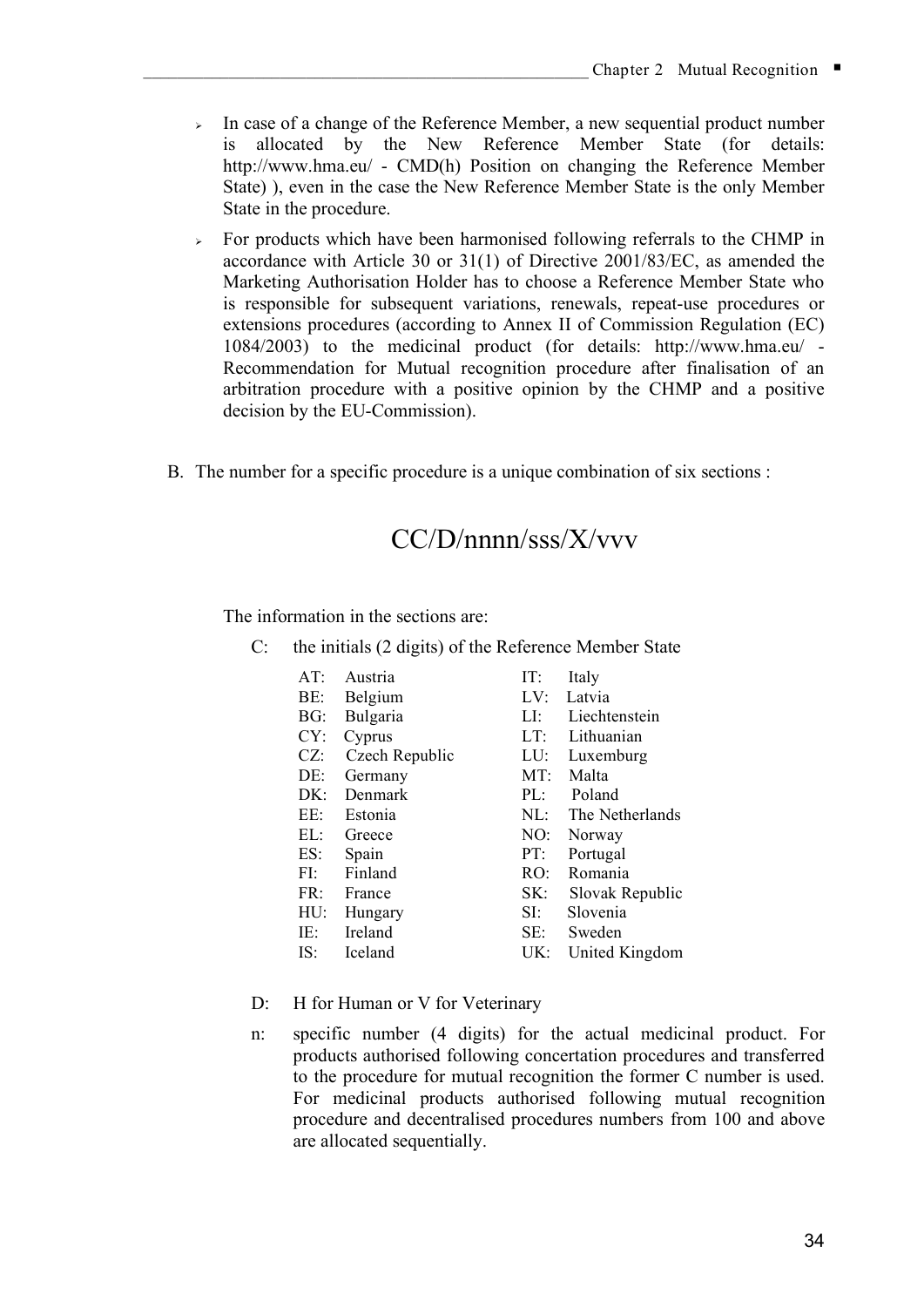- In case of a change of the Reference Member, a new sequential product number is allocated by the New Reference Member State (for details: http://www.hma.eu/ - CMD(h) Position on changing the Reference Member State) ), even in the case the New Reference Member State is the only Member State in the procedure.
- For products which have been harmonised following referrals to the CHMP in accordance with Article 30 or 31(1) of Directive 2001/83/EC, as amended the Marketing Authorisation Holder has to choose a Reference Member State who is responsible for subsequent variations, renewals, repeat-use procedures or extensions procedures (according to Annex II of Commission Regulation (EC) 1084/2003) to the medicinal product (for details: http://www.hma.eu/ - Recommendation for Mutual recognition procedure after finalisation of an arbitration procedure with a positive opinion by the CHMP and a positive decision by the EU-Commission).

B. The number for a specific procedure is a unique combination of six sections :

CC/D/nnnn/sss/X/vvv

The information in the sections are:

C: the initials (2 digits) of the Reference Member State

| | | | |
|---|---|---|---|
| AT: | Austria | IT: | Italy |
| BE: | Belgium | LV: | Latvia |
| BG: | Bulgaria | LI: | Liechtenstein |
| CY: | Cyprus | LT: | Lithuanian |
| CZ: | Czech Republic | LU: | Luxemburg |
| DE: | Germany | MT: | Malta |
| DK: | Denmark | PL: | Poland |
| EE: | Estonia | NL: | The Netherlands |
| EL: | Greece | NO: | Norway |
| ES: | Spain | PT: | Portugal |
| FI: | Finland | RO: | Romania |
| FR: | France | SK: | Slovak Republic |
| HU: | Hungary | SI: | Slovenia |
| IE: | Ireland | SE: | Sweden |
| IS: | Iceland | UK: | United Kingdom |

D: H for Human or V for Veterinary

n: specific number (4 digits) for the actual medicinal product. For products authorised following concertation procedures and transferred to the procedure for mutual recognition the former C number is used. For medicinal products authorised following mutual recognition procedure and decentralised procedures numbers from 100 and above are allocated sequentially.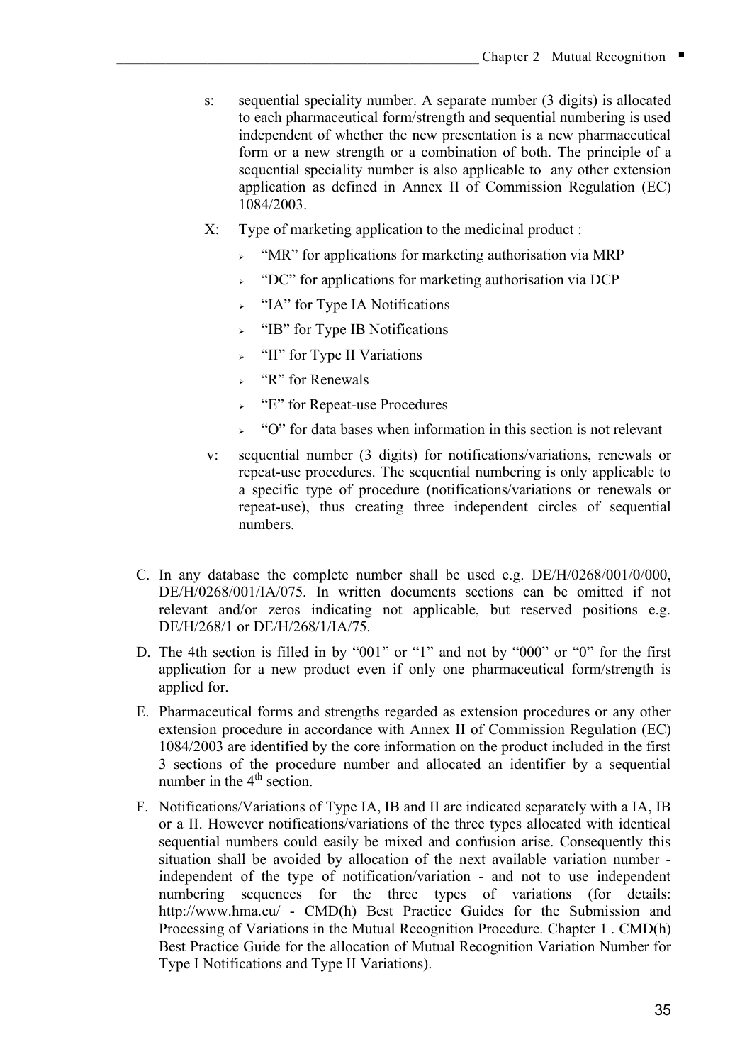s: sequential speciality number. A separate number (3 digits) is allocated to each pharmaceutical form/strength and sequential numbering is used independent of whether the new presentation is a new pharmaceutical form or a new strength or a combination of both. The principle of a sequential speciality number is also applicable to any other extension application as defined in Annex II of Commission Regulation (EC) 1084/2003.

X: Type of marketing application to the medicinal product :

- "MR" for applications for marketing authorisation via MRP
- "DC" for applications for marketing authorisation via DCP
- "IA" for Type IA Notifications
- "IB" for Type IB Notifications
- "II" for Type II Variations
- "R" for Renewals
- "E" for Repeat-use Procedures
- "O" for data bases when information in this section is not relevant

v: sequential number (3 digits) for notifications/variations, renewals or repeat-use procedures. The sequential numbering is only applicable to a specific type of procedure (notifications/variations or renewals or repeat-use), thus creating three independent circles of sequential numbers.

C. In any database the complete number shall be used e.g. DE/H/0268/001/0/000, DE/H/0268/001/IA/075. In written documents sections can be omitted if not relevant and/or zeros indicating not applicable, but reserved positions e.g. DE/H/268/1 or DE/H/268/1/IA/75.

D. The 4th section is filled in by "001" or "1" and not by "000" or "0" for the first application for a new product even if only one pharmaceutical form/strength is applied for.

E. Pharmaceutical forms and strengths regarded as extension procedures or any other extension procedure in accordance with Annex II of Commission Regulation (EC) 1084/2003 are identified by the core information on the product included in the first 3 sections of the procedure number and allocated an identifier by a sequential number in the 4th section.

F. Notifications/Variations of Type IA, IB and II are indicated separately with a IA, IB or a II. However notifications/variations of the three types allocated with identical sequential numbers could easily be mixed and confusion arise. Consequently this situation shall be avoided by allocation of the next available variation number - independent of the type of notification/variation - and not to use independent numbering sequences for the three types of variations (for details: http://www.hma.eu/ - CMD(h) Best Practice Guides for the Submission and Processing of Variations in the Mutual Recognition Procedure. Chapter 1 . CMD(h) Best Practice Guide for the allocation of Mutual Recognition Variation Number for Type I Notifications and Type II Variations).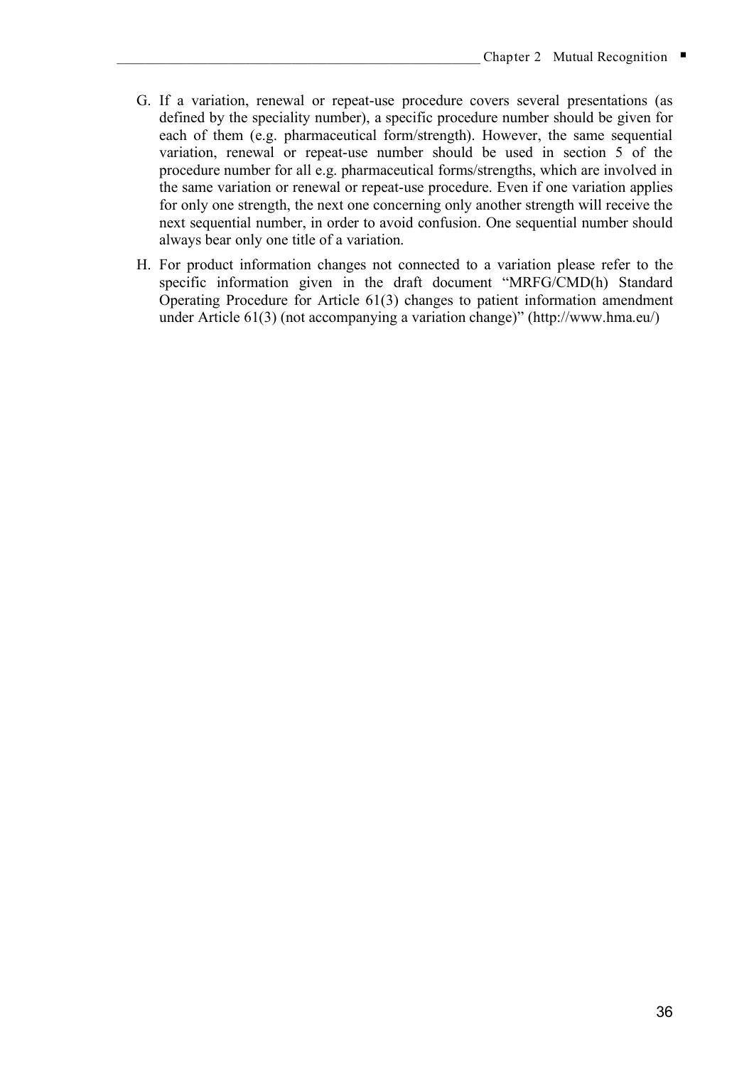G. If a variation, renewal or repeat-use procedure covers several presentations (as defined by the speciality number), a specific procedure number should be given for each of them (e.g. pharmaceutical form/strength). However, the same sequential variation, renewal or repeat-use number should be used in section 5 of the procedure number for all e.g. pharmaceutical forms/strengths, which are involved in the same variation or renewal or repeat-use procedure. Even if one variation applies for only one strength, the next one concerning only another strength will receive the next sequential number, in order to avoid confusion. One sequential number should always bear only one title of a variation.

H. For product information changes not connected to a variation please refer to the specific information given in the draft document "MRFG/CMD(h) Standard Operating Procedure for Article 61(3) changes to patient information amendment under Article 61(3) (not accompanying a variation change)" (http://www.hma.eu/)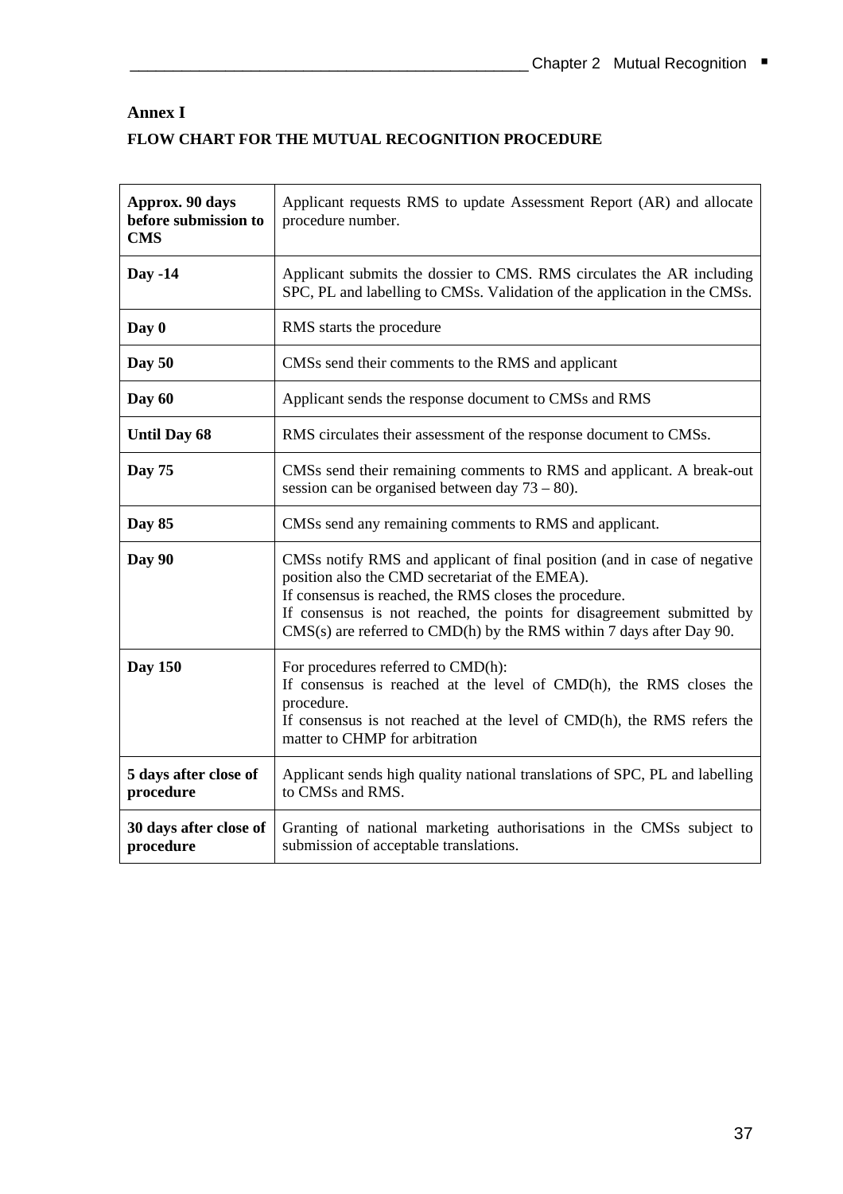# Annex I

## FLOW CHART FOR THE MUTUAL RECOGNITION PROCEDURE

| | |
|---|---|
| **Approx. 90 days before submission to CMS** | Applicant requests RMS to update Assessment Report (AR) and allocate procedure number. |
| **Day -14** | Applicant submits the dossier to CMS. RMS circulates the AR including SPC, PL and labelling to CMSs. Validation of the application in the CMSs. |
| **Day 0** | RMS starts the procedure |
| **Day 50** | CMSs send their comments to the RMS and applicant |
| **Day 60** | Applicant sends the response document to CMSs and RMS |
| **Until Day 68** | RMS circulates their assessment of the response document to CMSs. |
| **Day 75** | CMSs send their remaining comments to RMS and applicant. A break-out session can be organised between day 73 – 80). |
| **Day 85** | CMSs send any remaining comments to RMS and applicant. |
| **Day 90** | CMSs notify RMS and applicant of final position (and in case of negative position also the CMD secretariat of the EMEA).<br>If consensus is reached, the RMS closes the procedure.<br>If consensus is not reached, the points for disagreement submitted by CMS(s) are referred to CMD(h) by the RMS within 7 days after Day 90. |
| **Day 150** | For procedures referred to CMD(h):<br>If consensus is reached at the level of CMD(h), the RMS closes the procedure.<br>If consensus is not reached at the level of CMD(h), the RMS refers the matter to CHMP for arbitration |
| **5 days after close of procedure** | Applicant sends high quality national translations of SPC, PL and labelling to CMSs and RMS. |
| **30 days after close of procedure** | Granting of national marketing authorisations in the CMSs subject to submission of acceptable translations. |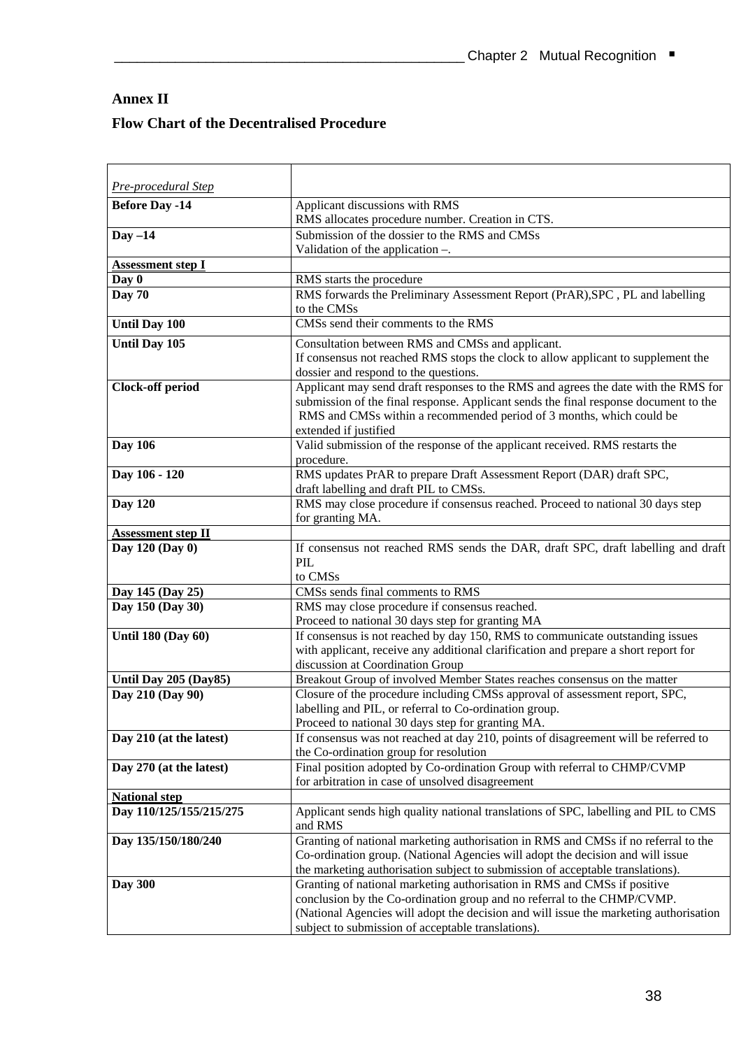## Annex II

## Flow Chart of the Decentralised Procedure

| *Pre-procedural Step* | |
|---|---|
| **Before Day -14** | Applicant discussions with RMS<br>RMS allocates procedure number. Creation in CTS. |
| **Day –14** | Submission of the dossier to the RMS and CMSs<br>Validation of the application –. |
| **Assessment step I** | |
| **Day 0** | RMS starts the procedure |
| **Day 70** | RMS forwards the Preliminary Assessment Report (PrAR),SPC , PL and labelling to the CMSs |
| **Until Day 100** | CMSs send their comments to the RMS |
| **Until Day 105** | Consultation between RMS and CMSs and applicant.<br>If consensus not reached RMS stops the clock to allow applicant to supplement the dossier and respond to the questions. |
| **Clock-off period** | Applicant may send draft responses to the RMS and agrees the date with the RMS for submission of the final response. Applicant sends the final response document to the RMS and CMSs within a recommended period of 3 months, which could be extended if justified |
| **Day 106** | Valid submission of the response of the applicant received. RMS restarts the procedure. |
| **Day 106 - 120** | RMS updates PrAR to prepare Draft Assessment Report (DAR) draft SPC, draft labelling and draft PIL to CMSs. |
| **Day 120** | RMS may close procedure if consensus reached. Proceed to national 30 days step for granting MA. |
| **Assessment step II** | |
| **Day 120 (Day 0)** | If consensus not reached RMS sends the DAR, draft SPC, draft labelling and draft PIL<br>to CMSs |
| **Day 145 (Day 25)** | CMSs sends final comments to RMS |
| **Day 150 (Day 30)** | RMS may close procedure if consensus reached.<br>Proceed to national 30 days step for granting MA |
| **Until 180 (Day 60)** | If consensus is not reached by day 150, RMS to communicate outstanding issues with applicant, receive any additional clarification and prepare a short report for discussion at Coordination Group |
| **Until Day 205 (Day85)** | Breakout Group of involved Member States reaches consensus on the matter |
| **Day 210 (Day 90)** | Closure of the procedure including CMSs approval of assessment report, SPC, labelling and PIL, or referral to Co-ordination group.<br>Proceed to national 30 days step for granting MA. |
| **Day 210 (at the latest)** | If consensus was not reached at day 210, points of disagreement will be referred to the Co-ordination group for resolution |
| **Day 270 (at the latest)** | Final position adopted by Co-ordination Group with referral to CHMP/CVMP for arbitration in case of unsolved disagreement |
| **National step** | |
| **Day 110/125/155/215/275** | Applicant sends high quality national translations of SPC, labelling and PIL to CMS and RMS |
| **Day 135/150/180/240** | Granting of national marketing authorisation in RMS and CMSs if no referral to the Co-ordination group. (National Agencies will adopt the decision and will issue the marketing authorisation subject to submission of acceptable translations). |
| **Day 300** | Granting of national marketing authorisation in RMS and CMSs if positive conclusion by the Co-ordination group and no referral to the CHMP/CVMP. (National Agencies will adopt the decision and will issue the marketing authorisation subject to submission of acceptable translations). |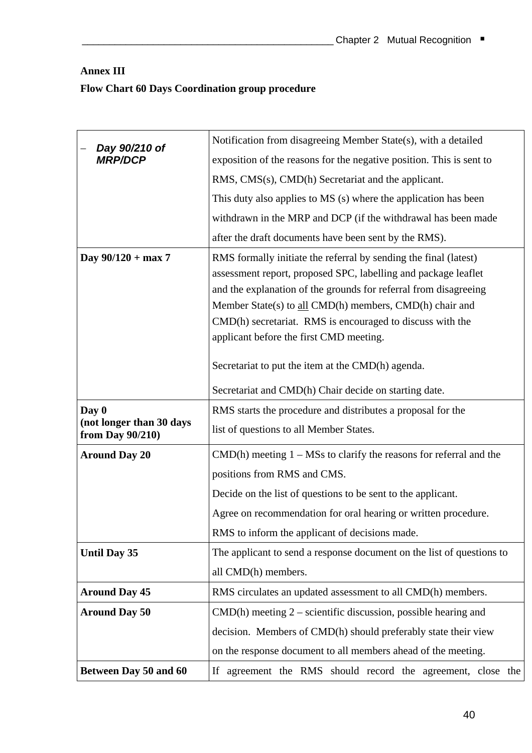**Annex III**

**Flow Chart 60 Days Coordination group procedure**

| | |
|---|---|
| – ***Day 90/210 of MRP/DCP*** | Notification from disagreeing Member State(s), with a detailed exposition of the reasons for the negative position. This is sent to RMS, CMS(s), CMD(h) Secretariat and the applicant.<br>This duty also applies to MS (s) where the application has been withdrawn in the MRP and DCP (if the withdrawal has been made after the draft documents have been sent by the RMS). |
| **Day 90/120 + max 7** | RMS formally initiate the referral by sending the final (latest) assessment report, proposed SPC, labelling and package leaflet and the explanation of the grounds for referral from disagreeing Member State(s) to <u>all</u> CMD(h) members, CMD(h) chair and CMD(h) secretariat. RMS is encouraged to discuss with the applicant before the first CMD meeting.<br><br>Secretariat to put the item at the CMD(h) agenda.<br><br>Secretariat and CMD(h) Chair decide on starting date. |
| **Day 0**<br>**(not longer than 30 days from Day 90/210)** | RMS starts the procedure and distributes a proposal for the list of questions to all Member States. |
| **Around Day 20** | CMD(h) meeting 1 – MSs to clarify the reasons for referral and the positions from RMS and CMS.<br>Decide on the list of questions to be sent to the applicant.<br>Agree on recommendation for oral hearing or written procedure.<br>RMS to inform the applicant of decisions made. |
| **Until Day 35** | The applicant to send a response document on the list of questions to all CMD(h) members. |
| **Around Day 45** | RMS circulates an updated assessment to all CMD(h) members. |
| **Around Day 50** | CMD(h) meeting 2 – scientific discussion, possible hearing and decision. Members of CMD(h) should preferably state their view on the response document to all members ahead of the meeting. |
| **Between Day 50 and 60** | If agreement the RMS should record the agreement, close the |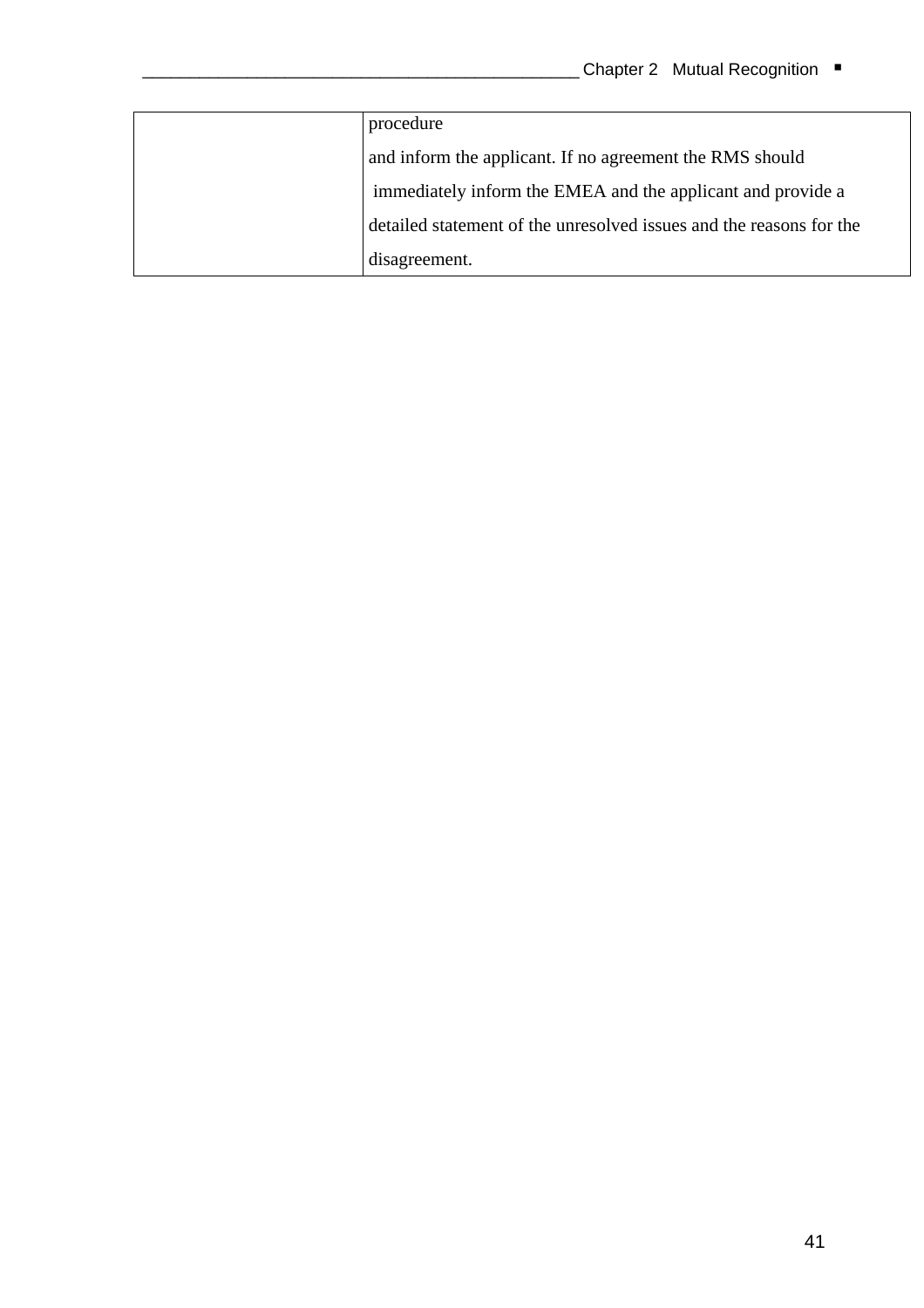| | |
|---|---|
| | procedure<br>and inform the applicant. If no agreement the RMS should immediately inform the EMEA and the applicant and provide a detailed statement of the unresolved issues and the reasons for the disagreement. |